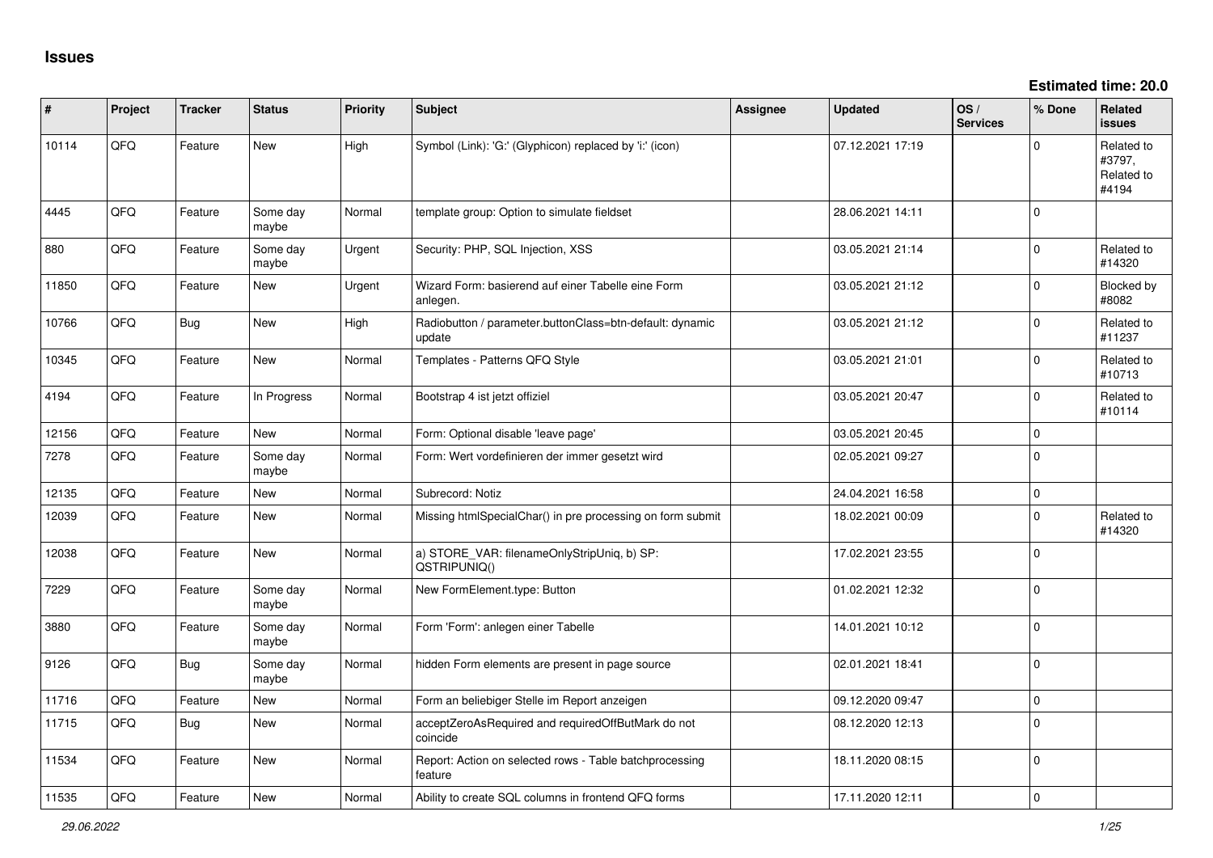# Issues

**Estimated time: 20.0**

| # | Project | Tracker | Status | Priority | Subject | Assignee | Updated | OS / Services | % Done | Related issues |
|---|---|---|---|---|---|---|---|---|---|---|
| 10114 | QFQ | Feature | New | High | Symbol (Link): 'G:' (Glyphicon) replaced by 'i:' (icon) | | 07.12.2021 17:19 | | 0 | Related to #3797, Related to #4194 |
| 4445 | QFQ | Feature | Some day maybe | Normal | template group: Option to simulate fieldset | | 28.06.2021 14:11 | | 0 | |
| 880 | QFQ | Feature | Some day maybe | Urgent | Security: PHP, SQL Injection, XSS | | 03.05.2021 21:14 | | 0 | Related to #14320 |
| 11850 | QFQ | Feature | New | Urgent | Wizard Form: basierend auf einer Tabelle eine Form anlegen. | | 03.05.2021 21:12 | | 0 | Blocked by #8082 |
| 10766 | QFQ | Bug | New | High | Radiobutton / parameter.buttonClass=btn-default: dynamic update | | 03.05.2021 21:12 | | 0 | Related to #11237 |
| 10345 | QFQ | Feature | New | Normal | Templates - Patterns QFQ Style | | 03.05.2021 21:01 | | 0 | Related to #10713 |
| 4194 | QFQ | Feature | In Progress | Normal | Bootstrap 4 ist jetzt offiziel | | 03.05.2021 20:47 | | 0 | Related to #10114 |
| 12156 | QFQ | Feature | New | Normal | Form: Optional disable 'leave page' | | 03.05.2021 20:45 | | 0 | |
| 7278 | QFQ | Feature | Some day maybe | Normal | Form: Wert vordefinieren der immer gesetzt wird | | 02.05.2021 09:27 | | 0 | |
| 12135 | QFQ | Feature | New | Normal | Subrecord: Notiz | | 24.04.2021 16:58 | | 0 | |
| 12039 | QFQ | Feature | New | Normal | Missing htmlSpecialChar() in pre processing on form submit | | 18.02.2021 00:09 | | 0 | Related to #14320 |
| 12038 | QFQ | Feature | New | Normal | a) STORE_VAR: filenameOnlyStripUniq, b) SP: QSTRIPUNIQ() | | 17.02.2021 23:55 | | 0 | |
| 7229 | QFQ | Feature | Some day maybe | Normal | New FormElement.type: Button | | 01.02.2021 12:32 | | 0 | |
| 3880 | QFQ | Feature | Some day maybe | Normal | Form 'Form': anlegen einer Tabelle | | 14.01.2021 10:12 | | 0 | |
| 9126 | QFQ | Bug | Some day maybe | Normal | hidden Form elements are present in page source | | 02.01.2021 18:41 | | 0 | |
| 11716 | QFQ | Feature | New | Normal | Form an beliebiger Stelle im Report anzeigen | | 09.12.2020 09:47 | | 0 | |
| 11715 | QFQ | Bug | New | Normal | acceptZeroAsRequired and requiredOffButMark do not coincide | | 08.12.2020 12:13 | | 0 | |
| 11534 | QFQ | Feature | New | Normal | Report: Action on selected rows - Table batchprocessing feature | | 18.11.2020 08:15 | | 0 | |
| 11535 | QFQ | Feature | New | Normal | Ability to create SQL columns in frontend QFQ forms | | 17.11.2020 12:11 | | 0 | |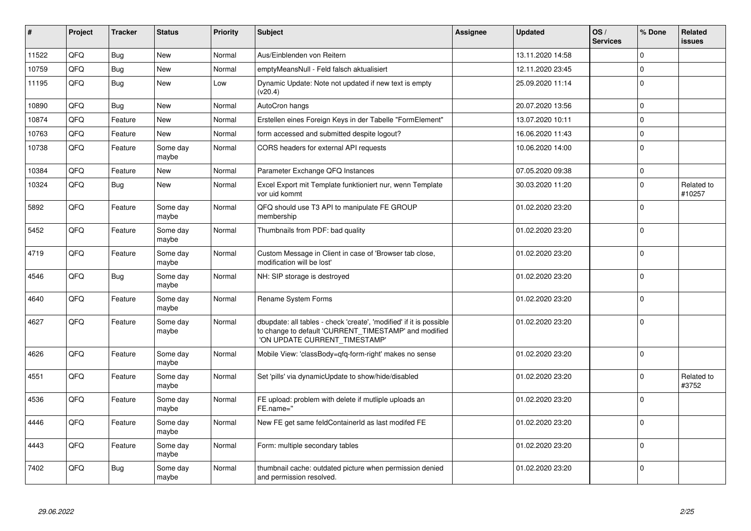| # | Project | Tracker | Status | Priority | Subject | Assignee | Updated | OS / Services | % Done | Related issues |
|---|---|---|---|---|---|---|---|---|---|---|
| 11522 | QFQ | Bug | New | Normal | Aus/Einblenden von Reitern | | 13.11.2020 14:58 | | 0 | |
| 10759 | QFQ | Bug | New | Normal | emptyMeansNull - Feld falsch aktualisiert | | 12.11.2020 23:45 | | 0 | |
| 11195 | QFQ | Bug | New | Low | Dynamic Update: Note not updated if new text is empty (v20.4) | | 25.09.2020 11:14 | | 0 | |
| 10890 | QFQ | Bug | New | Normal | AutoCron hangs | | 20.07.2020 13:56 | | 0 | |
| 10874 | QFQ | Feature | New | Normal | Erstellen eines Foreign Keys in der Tabelle "FormElement" | | 13.07.2020 10:11 | | 0 | |
| 10763 | QFQ | Feature | New | Normal | form accessed and submitted despite logout? | | 16.06.2020 11:43 | | 0 | |
| 10738 | QFQ | Feature | Some day maybe | Normal | CORS headers for external API requests | | 10.06.2020 14:00 | | 0 | |
| 10384 | QFQ | Feature | New | Normal | Parameter Exchange QFQ Instances | | 07.05.2020 09:38 | | 0 | |
| 10324 | QFQ | Bug | New | Normal | Excel Export mit Template funktioniert nur, wenn Template vor uid kommt | | 30.03.2020 11:20 | | 0 | Related to #10257 |
| 5892 | QFQ | Feature | Some day maybe | Normal | QFQ should use T3 API to manipulate FE GROUP membership | | 01.02.2020 23:20 | | 0 | |
| 5452 | QFQ | Feature | Some day maybe | Normal | Thumbnails from PDF: bad quality | | 01.02.2020 23:20 | | 0 | |
| 4719 | QFQ | Feature | Some day maybe | Normal | Custom Message in Client in case of 'Browser tab close, modification will be lost' | | 01.02.2020 23:20 | | 0 | |
| 4546 | QFQ | Bug | Some day maybe | Normal | NH: SIP storage is destroyed | | 01.02.2020 23:20 | | 0 | |
| 4640 | QFQ | Feature | Some day maybe | Normal | Rename System Forms | | 01.02.2020 23:20 | | 0 | |
| 4627 | QFQ | Feature | Some day maybe | Normal | dbupdate: all tables - check 'create', 'modified' if it is possible to change to default 'CURRENT_TIMESTAMP' and modified 'ON UPDATE CURRENT_TIMESTAMP' | | 01.02.2020 23:20 | | 0 | |
| 4626 | QFQ | Feature | Some day maybe | Normal | Mobile View: 'classBody=qfq-form-right' makes no sense | | 01.02.2020 23:20 | | 0 | |
| 4551 | QFQ | Feature | Some day maybe | Normal | Set 'pills' via dynamicUpdate to show/hide/disabled | | 01.02.2020 23:20 | | 0 | Related to #3752 |
| 4536 | QFQ | Feature | Some day maybe | Normal | FE upload: problem with delete if mutliple uploads an FE.name='' | | 01.02.2020 23:20 | | 0 | |
| 4446 | QFQ | Feature | Some day maybe | Normal | New FE get same feldContainerId as last modifed FE | | 01.02.2020 23:20 | | 0 | |
| 4443 | QFQ | Feature | Some day maybe | Normal | Form: multiple secondary tables | | 01.02.2020 23:20 | | 0 | |
| 7402 | QFQ | Bug | Some day maybe | Normal | thumbnail cache: outdated picture when permission denied and permission resolved. | | 01.02.2020 23:20 | | 0 | |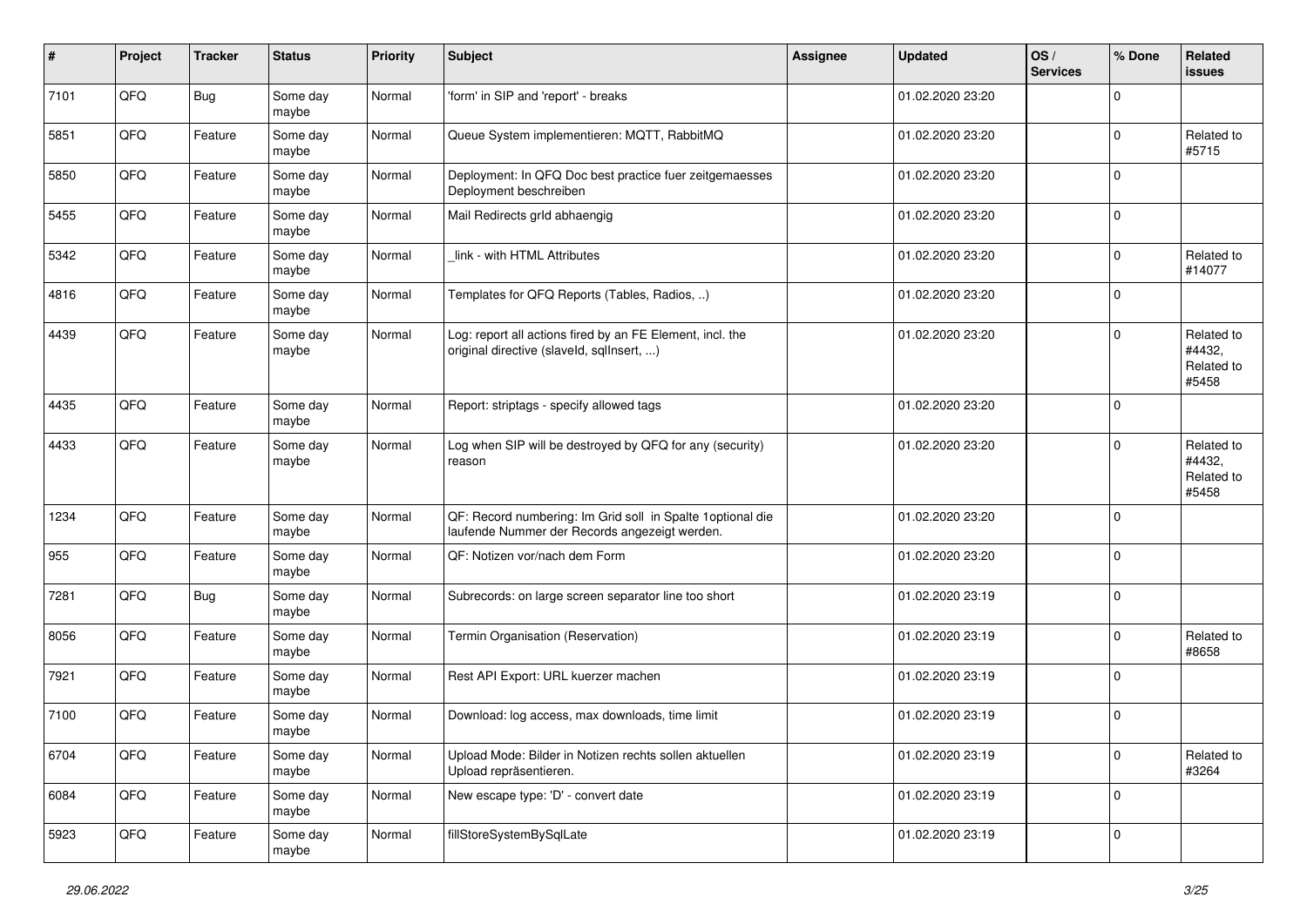| # | Project | Tracker | Status | Priority | Subject | Assignee | Updated | OS / Services | % Done | Related issues |
|---|---|---|---|---|---|---|---|---|---|---|
| 7101 | QFQ | Bug | Some day maybe | Normal | 'form' in SIP and 'report' - breaks | | 01.02.2020 23:20 | | 0 | |
| 5851 | QFQ | Feature | Some day maybe | Normal | Queue System implementieren: MQTT, RabbitMQ | | 01.02.2020 23:20 | | 0 | Related to #5715 |
| 5850 | QFQ | Feature | Some day maybe | Normal | Deployment: In QFQ Doc best practice fuer zeitgemaesses Deployment beschreiben | | 01.02.2020 23:20 | | 0 | |
| 5455 | QFQ | Feature | Some day maybe | Normal | Mail Redirects grId abhaengig | | 01.02.2020 23:20 | | 0 | |
| 5342 | QFQ | Feature | Some day maybe | Normal | _link - with HTML Attributes | | 01.02.2020 23:20 | | 0 | Related to #14077 |
| 4816 | QFQ | Feature | Some day maybe | Normal | Templates for QFQ Reports (Tables, Radios, ..) | | 01.02.2020 23:20 | | 0 | |
| 4439 | QFQ | Feature | Some day maybe | Normal | Log: report all actions fired by an FE Element, incl. the original directive (slaveId, sqlInsert, ...) | | 01.02.2020 23:20 | | 0 | Related to #4432, Related to #5458 |
| 4435 | QFQ | Feature | Some day maybe | Normal | Report: striptags - specify allowed tags | | 01.02.2020 23:20 | | 0 | |
| 4433 | QFQ | Feature | Some day maybe | Normal | Log when SIP will be destroyed by QFQ for any (security) reason | | 01.02.2020 23:20 | | 0 | Related to #4432, Related to #5458 |
| 1234 | QFQ | Feature | Some day maybe | Normal | QF: Record numbering: Im Grid soll in Spalte 1optional die laufende Nummer der Records angezeigt werden. | | 01.02.2020 23:20 | | 0 | |
| 955 | QFQ | Feature | Some day maybe | Normal | QF: Notizen vor/nach dem Form | | 01.02.2020 23:20 | | 0 | |
| 7281 | QFQ | Bug | Some day maybe | Normal | Subrecords: on large screen separator line too short | | 01.02.2020 23:19 | | 0 | |
| 8056 | QFQ | Feature | Some day maybe | Normal | Termin Organisation (Reservation) | | 01.02.2020 23:19 | | 0 | Related to #8658 |
| 7921 | QFQ | Feature | Some day maybe | Normal | Rest API Export: URL kuerzer machen | | 01.02.2020 23:19 | | 0 | |
| 7100 | QFQ | Feature | Some day maybe | Normal | Download: log access, max downloads, time limit | | 01.02.2020 23:19 | | 0 | |
| 6704 | QFQ | Feature | Some day maybe | Normal | Upload Mode: Bilder in Notizen rechts sollen aktuellen Upload repräsentieren. | | 01.02.2020 23:19 | | 0 | Related to #3264 |
| 6084 | QFQ | Feature | Some day maybe | Normal | New escape type: 'D' - convert date | | 01.02.2020 23:19 | | 0 | |
| 5923 | QFQ | Feature | Some day maybe | Normal | fillStoreSystemBySqlLate | | 01.02.2020 23:19 | | 0 | |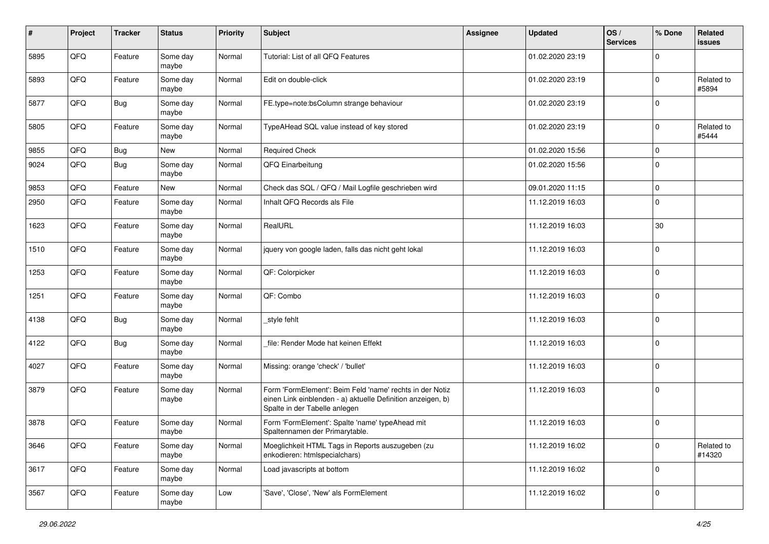| # | Project | Tracker | Status | Priority | Subject | Assignee | Updated | OS / Services | % Done | Related issues |
|---|---|---|---|---|---|---|---|---|---|---|
| 5895 | QFQ | Feature | Some day maybe | Normal | Tutorial: List of all QFQ Features | | 01.02.2020 23:19 | | 0 | |
| 5893 | QFQ | Feature | Some day maybe | Normal | Edit on double-click | | 01.02.2020 23:19 | | 0 | Related to #5894 |
| 5877 | QFQ | Bug | Some day maybe | Normal | FE.type=note:bsColumn strange behaviour | | 01.02.2020 23:19 | | 0 | |
| 5805 | QFQ | Feature | Some day maybe | Normal | TypeAHead SQL value instead of key stored | | 01.02.2020 23:19 | | 0 | Related to #5444 |
| 9855 | QFQ | Bug | New | Normal | Required Check | | 01.02.2020 15:56 | | 0 | |
| 9024 | QFQ | Bug | Some day maybe | Normal | QFQ Einarbeitung | | 01.02.2020 15:56 | | 0 | |
| 9853 | QFQ | Feature | New | Normal | Check das SQL / QFQ / Mail Logfile geschrieben wird | | 09.01.2020 11:15 | | 0 | |
| 2950 | QFQ | Feature | Some day maybe | Normal | Inhalt QFQ Records als File | | 11.12.2019 16:03 | | 0 | |
| 1623 | QFQ | Feature | Some day maybe | Normal | RealURL | | 11.12.2019 16:03 | | 30 | |
| 1510 | QFQ | Feature | Some day maybe | Normal | jquery von google laden, falls das nicht geht lokal | | 11.12.2019 16:03 | | 0 | |
| 1253 | QFQ | Feature | Some day maybe | Normal | QF: Colorpicker | | 11.12.2019 16:03 | | 0 | |
| 1251 | QFQ | Feature | Some day maybe | Normal | QF: Combo | | 11.12.2019 16:03 | | 0 | |
| 4138 | QFQ | Bug | Some day maybe | Normal | _style fehlt | | 11.12.2019 16:03 | | 0 | |
| 4122 | QFQ | Bug | Some day maybe | Normal | _file: Render Mode hat keinen Effekt | | 11.12.2019 16:03 | | 0 | |
| 4027 | QFQ | Feature | Some day maybe | Normal | Missing: orange 'check' / 'bullet' | | 11.12.2019 16:03 | | 0 | |
| 3879 | QFQ | Feature | Some day maybe | Normal | Form 'FormElement': Beim Feld 'name' rechts in der Notiz einen Link einblenden - a) aktuelle Definition anzeigen, b) Spalte in der Tabelle anlegen | | 11.12.2019 16:03 | | 0 | |
| 3878 | QFQ | Feature | Some day maybe | Normal | Form 'FormElement': Spalte 'name' typeAhead mit Spaltennamen der Primarytable. | | 11.12.2019 16:03 | | 0 | |
| 3646 | QFQ | Feature | Some day maybe | Normal | Moeglichkeit HTML Tags in Reports auszugeben (zu enkodieren: htmlspecialchars) | | 11.12.2019 16:02 | | 0 | Related to #14320 |
| 3617 | QFQ | Feature | Some day maybe | Normal | Load javascripts at bottom | | 11.12.2019 16:02 | | 0 | |
| 3567 | QFQ | Feature | Some day maybe | Low | 'Save', 'Close', 'New' als FormElement | | 11.12.2019 16:02 | | 0 | |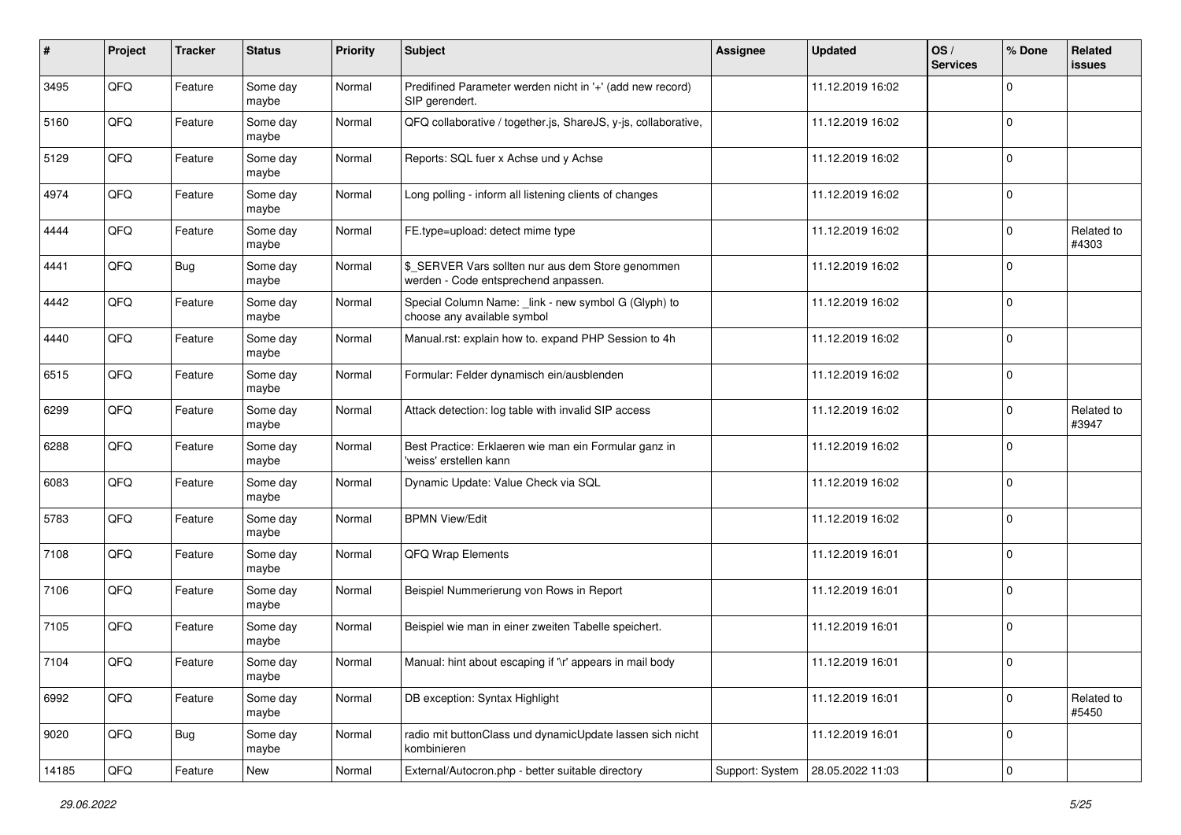| # | Project | Tracker | Status | Priority | Subject | Assignee | Updated | OS / Services | % Done | Related issues |
|---|---|---|---|---|---|---|---|---|---|---|
| 3495 | QFQ | Feature | Some day maybe | Normal | Predifined Parameter werden nicht in '+' (add new record) SIP gerendert. | | 11.12.2019 16:02 | | 0 | |
| 5160 | QFQ | Feature | Some day maybe | Normal | QFQ collaborative / together.js, ShareJS, y-js, collaborative, | | 11.12.2019 16:02 | | 0 | |
| 5129 | QFQ | Feature | Some day maybe | Normal | Reports: SQL fuer x Achse und y Achse | | 11.12.2019 16:02 | | 0 | |
| 4974 | QFQ | Feature | Some day maybe | Normal | Long polling - inform all listening clients of changes | | 11.12.2019 16:02 | | 0 | |
| 4444 | QFQ | Feature | Some day maybe | Normal | FE.type=upload: detect mime type | | 11.12.2019 16:02 | | 0 | Related to #4303 |
| 4441 | QFQ | Bug | Some day maybe | Normal | $_SERVER Vars sollten nur aus dem Store genommen werden - Code entsprechend anpassen. | | 11.12.2019 16:02 | | 0 | |
| 4442 | QFQ | Feature | Some day maybe | Normal | Special Column Name: _link - new symbol G (Glyph) to choose any available symbol | | 11.12.2019 16:02 | | 0 | |
| 4440 | QFQ | Feature | Some day maybe | Normal | Manual.rst: explain how to. expand PHP Session to 4h | | 11.12.2019 16:02 | | 0 | |
| 6515 | QFQ | Feature | Some day maybe | Normal | Formular: Felder dynamisch ein/ausblenden | | 11.12.2019 16:02 | | 0 | |
| 6299 | QFQ | Feature | Some day maybe | Normal | Attack detection: log table with invalid SIP access | | 11.12.2019 16:02 | | 0 | Related to #3947 |
| 6288 | QFQ | Feature | Some day maybe | Normal | Best Practice: Erklaeren wie man ein Formular ganz in 'weiss' erstellen kann | | 11.12.2019 16:02 | | 0 | |
| 6083 | QFQ | Feature | Some day maybe | Normal | Dynamic Update: Value Check via SQL | | 11.12.2019 16:02 | | 0 | |
| 5783 | QFQ | Feature | Some day maybe | Normal | BPMN View/Edit | | 11.12.2019 16:02 | | 0 | |
| 7108 | QFQ | Feature | Some day maybe | Normal | QFQ Wrap Elements | | 11.12.2019 16:01 | | 0 | |
| 7106 | QFQ | Feature | Some day maybe | Normal | Beispiel Nummerierung von Rows in Report | | 11.12.2019 16:01 | | 0 | |
| 7105 | QFQ | Feature | Some day maybe | Normal | Beispiel wie man in einer zweiten Tabelle speichert. | | 11.12.2019 16:01 | | 0 | |
| 7104 | QFQ | Feature | Some day maybe | Normal | Manual: hint about escaping if '\r' appears in mail body | | 11.12.2019 16:01 | | 0 | |
| 6992 | QFQ | Feature | Some day maybe | Normal | DB exception: Syntax Highlight | | 11.12.2019 16:01 | | 0 | Related to #5450 |
| 9020 | QFQ | Bug | Some day maybe | Normal | radio mit buttonClass und dynamicUpdate lassen sich nicht kombinieren | | 11.12.2019 16:01 | | 0 | |
| 14185 | QFQ | Feature | New | Normal | External/Autocron.php - better suitable directory | Support: System | 28.05.2022 11:03 | | 0 | |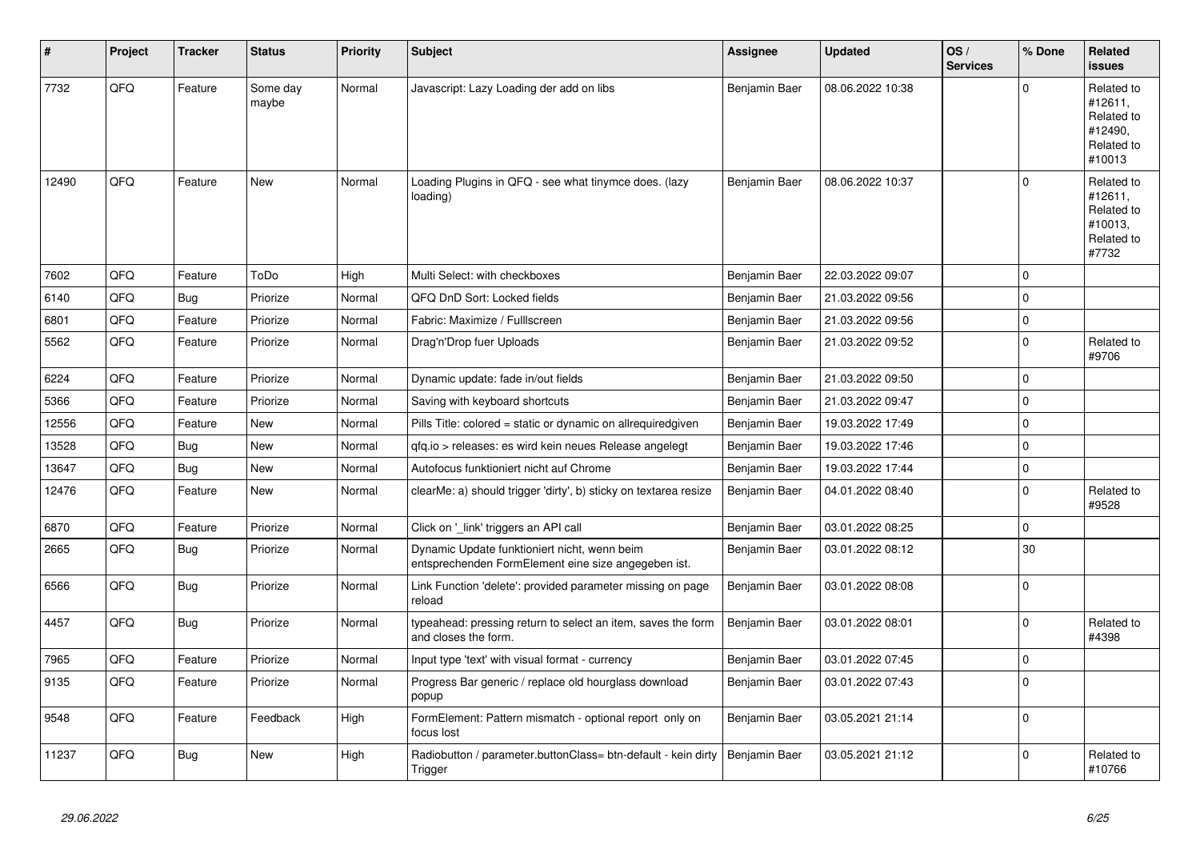| # | Project | Tracker | Status | Priority | Subject | Assignee | Updated | OS / Services | % Done | Related issues |
|---|---|---|---|---|---|---|---|---|---|---|
| 7732 | QFQ | Feature | Some day maybe | Normal | Javascript: Lazy Loading der add on libs | Benjamin Baer | 08.06.2022 10:38 | | 0 | Related to #12611, Related to #12490, Related to #10013 |
| 12490 | QFQ | Feature | New | Normal | Loading Plugins in QFQ - see what tinymce does. (lazy loading) | Benjamin Baer | 08.06.2022 10:37 | | 0 | Related to #12611, Related to #10013, Related to #7732 |
| 7602 | QFQ | Feature | ToDo | High | Multi Select: with checkboxes | Benjamin Baer | 22.03.2022 09:07 | | 0 | |
| 6140 | QFQ | Bug | Priorize | Normal | QFQ DnD Sort: Locked fields | Benjamin Baer | 21.03.2022 09:56 | | 0 | |
| 6801 | QFQ | Feature | Priorize | Normal | Fabric: Maximize / Fulllscreen | Benjamin Baer | 21.03.2022 09:56 | | 0 | |
| 5562 | QFQ | Feature | Priorize | Normal | Drag'n'Drop fuer Uploads | Benjamin Baer | 21.03.2022 09:52 | | 0 | Related to #9706 |
| 6224 | QFQ | Feature | Priorize | Normal | Dynamic update: fade in/out fields | Benjamin Baer | 21.03.2022 09:50 | | 0 | |
| 5366 | QFQ | Feature | Priorize | Normal | Saving with keyboard shortcuts | Benjamin Baer | 21.03.2022 09:47 | | 0 | |
| 12556 | QFQ | Feature | New | Normal | Pills Title: colored = static or dynamic on allrequiredgiven | Benjamin Baer | 19.03.2022 17:49 | | 0 | |
| 13528 | QFQ | Bug | New | Normal | qfq.io > releases: es wird kein neues Release angelegt | Benjamin Baer | 19.03.2022 17:46 | | 0 | |
| 13647 | QFQ | Bug | New | Normal | Autofocus funktioniert nicht auf Chrome | Benjamin Baer | 19.03.2022 17:44 | | 0 | |
| 12476 | QFQ | Feature | New | Normal | clearMe: a) should trigger 'dirty', b) sticky on textarea resize | Benjamin Baer | 04.01.2022 08:40 | | 0 | Related to #9528 |
| 6870 | QFQ | Feature | Priorize | Normal | Click on '_link' triggers an API call | Benjamin Baer | 03.01.2022 08:25 | | 0 | |
| 2665 | QFQ | Bug | Priorize | Normal | Dynamic Update funktioniert nicht, wenn beim entsprechenden FormElement eine size angegeben ist. | Benjamin Baer | 03.01.2022 08:12 | | 30 | |
| 6566 | QFQ | Bug | Priorize | Normal | Link Function 'delete': provided parameter missing on page reload | Benjamin Baer | 03.01.2022 08:08 | | 0 | |
| 4457 | QFQ | Bug | Priorize | Normal | typeahead: pressing return to select an item, saves the form and closes the form. | Benjamin Baer | 03.01.2022 08:01 | | 0 | Related to #4398 |
| 7965 | QFQ | Feature | Priorize | Normal | Input type 'text' with visual format - currency | Benjamin Baer | 03.01.2022 07:45 | | 0 | |
| 9135 | QFQ | Feature | Priorize | Normal | Progress Bar generic / replace old hourglass download popup | Benjamin Baer | 03.01.2022 07:43 | | 0 | |
| 9548 | QFQ | Feature | Feedback | High | FormElement: Pattern mismatch - optional report only on focus lost | Benjamin Baer | 03.05.2021 21:14 | | 0 | |
| 11237 | QFQ | Bug | New | High | Radiobutton / parameter.buttonClass= btn-default - kein dirty Trigger | Benjamin Baer | 03.05.2021 21:12 | | 0 | Related to #10766 |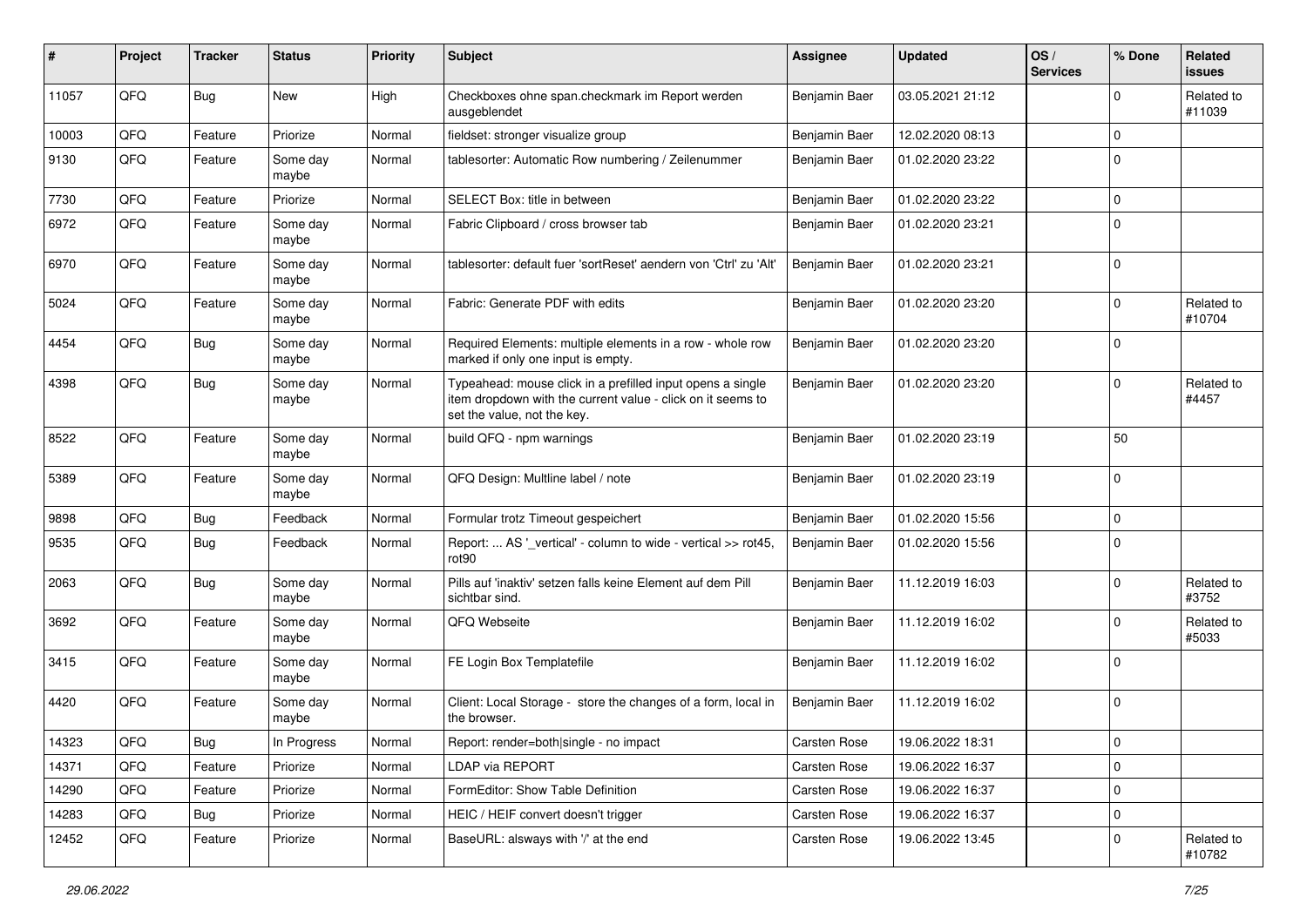| # | Project | Tracker | Status | Priority | Subject | Assignee | Updated | OS / Services | % Done | Related issues |
|---|---|---|---|---|---|---|---|---|---|---|
| 11057 | QFQ | Bug | New | High | Checkboxes ohne span.checkmark im Report werden ausgeblendet | Benjamin Baer | 03.05.2021 21:12 | | 0 | Related to #11039 |
| 10003 | QFQ | Feature | Priorize | Normal | fieldset: stronger visualize group | Benjamin Baer | 12.02.2020 08:13 | | 0 | |
| 9130 | QFQ | Feature | Some day maybe | Normal | tablesorter: Automatic Row numbering / Zeilenummer | Benjamin Baer | 01.02.2020 23:22 | | 0 | |
| 7730 | QFQ | Feature | Priorize | Normal | SELECT Box: title in between | Benjamin Baer | 01.02.2020 23:22 | | 0 | |
| 6972 | QFQ | Feature | Some day maybe | Normal | Fabric Clipboard / cross browser tab | Benjamin Baer | 01.02.2020 23:21 | | 0 | |
| 6970 | QFQ | Feature | Some day maybe | Normal | tablesorter: default fuer 'sortReset' aendern von 'Ctrl' zu 'Alt' | Benjamin Baer | 01.02.2020 23:21 | | 0 | |
| 5024 | QFQ | Feature | Some day maybe | Normal | Fabric: Generate PDF with edits | Benjamin Baer | 01.02.2020 23:20 | | 0 | Related to #10704 |
| 4454 | QFQ | Bug | Some day maybe | Normal | Required Elements: multiple elements in a row - whole row marked if only one input is empty. | Benjamin Baer | 01.02.2020 23:20 | | 0 | |
| 4398 | QFQ | Bug | Some day maybe | Normal | Typeahead: mouse click in a prefilled input opens a single item dropdown with the current value - click on it seems to set the value, not the key. | Benjamin Baer | 01.02.2020 23:20 | | 0 | Related to #4457 |
| 8522 | QFQ | Feature | Some day maybe | Normal | build QFQ - npm warnings | Benjamin Baer | 01.02.2020 23:19 | | 50 | |
| 5389 | QFQ | Feature | Some day maybe | Normal | QFQ Design: Multline label / note | Benjamin Baer | 01.02.2020 23:19 | | 0 | |
| 9898 | QFQ | Bug | Feedback | Normal | Formular trotz Timeout gespeichert | Benjamin Baer | 01.02.2020 15:56 | | 0 | |
| 9535 | QFQ | Bug | Feedback | Normal | Report: ... AS '_vertical' - column to wide - vertical >> rot45, rot90 | Benjamin Baer | 01.02.2020 15:56 | | 0 | |
| 2063 | QFQ | Bug | Some day maybe | Normal | Pills auf 'inaktiv' setzen falls keine Element auf dem Pill sichtbar sind. | Benjamin Baer | 11.12.2019 16:03 | | 0 | Related to #3752 |
| 3692 | QFQ | Feature | Some day maybe | Normal | QFQ Webseite | Benjamin Baer | 11.12.2019 16:02 | | 0 | Related to #5033 |
| 3415 | QFQ | Feature | Some day maybe | Normal | FE Login Box Templatefile | Benjamin Baer | 11.12.2019 16:02 | | 0 | |
| 4420 | QFQ | Feature | Some day maybe | Normal | Client: Local Storage - store the changes of a form, local in the browser. | Benjamin Baer | 11.12.2019 16:02 | | 0 | |
| 14323 | QFQ | Bug | In Progress | Normal | Report: render=both\|single - no impact | Carsten Rose | 19.06.2022 18:31 | | 0 | |
| 14371 | QFQ | Feature | Priorize | Normal | LDAP via REPORT | Carsten Rose | 19.06.2022 16:37 | | 0 | |
| 14290 | QFQ | Feature | Priorize | Normal | FormEditor: Show Table Definition | Carsten Rose | 19.06.2022 16:37 | | 0 | |
| 14283 | QFQ | Bug | Priorize | Normal | HEIC / HEIF convert doesn't trigger | Carsten Rose | 19.06.2022 16:37 | | 0 | |
| 12452 | QFQ | Feature | Priorize | Normal | BaseURL: alsways with '/' at the end | Carsten Rose | 19.06.2022 13:45 | | 0 | Related to #10782 |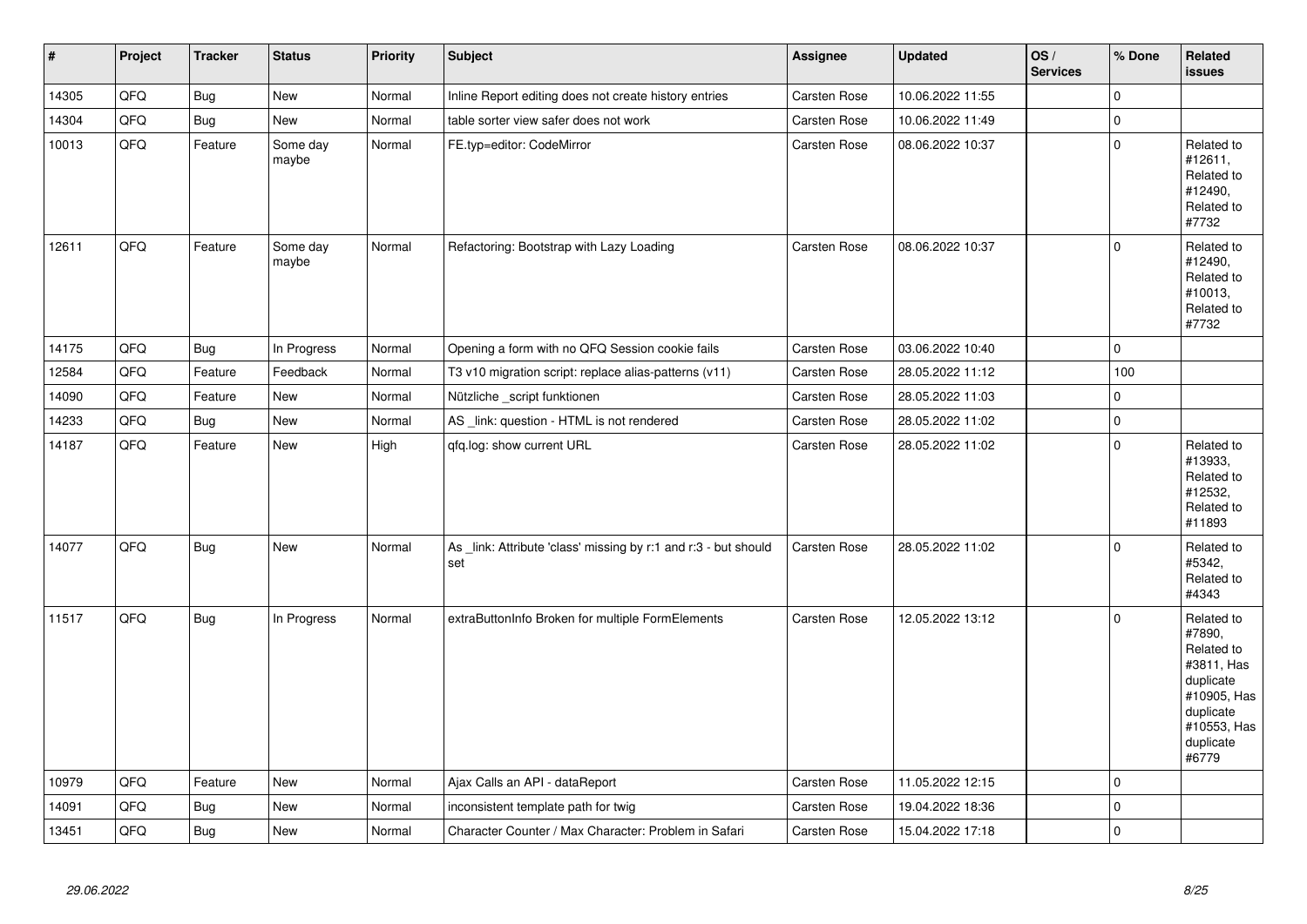| # | Project | Tracker | Status | Priority | Subject | Assignee | Updated | OS / Services | % Done | Related issues |
|---|---|---|---|---|---|---|---|---|---|---|
| 14305 | QFQ | Bug | New | Normal | Inline Report editing does not create history entries | Carsten Rose | 10.06.2022 11:55 | | 0 | |
| 14304 | QFQ | Bug | New | Normal | table sorter view safer does not work | Carsten Rose | 10.06.2022 11:49 | | 0 | |
| 10013 | QFQ | Feature | Some day maybe | Normal | FE.typ=editor: CodeMirror | Carsten Rose | 08.06.2022 10:37 | | 0 | Related to #12611, Related to #12490, Related to #7732 |
| 12611 | QFQ | Feature | Some day maybe | Normal | Refactoring: Bootstrap with Lazy Loading | Carsten Rose | 08.06.2022 10:37 | | 0 | Related to #12490, Related to #10013, Related to #7732 |
| 14175 | QFQ | Bug | In Progress | Normal | Opening a form with no QFQ Session cookie fails | Carsten Rose | 03.06.2022 10:40 | | 0 | |
| 12584 | QFQ | Feature | Feedback | Normal | T3 v10 migration script: replace alias-patterns (v11) | Carsten Rose | 28.05.2022 11:12 | | 100 | |
| 14090 | QFQ | Feature | New | Normal | Nützliche _script funktionen | Carsten Rose | 28.05.2022 11:03 | | 0 | |
| 14233 | QFQ | Bug | New | Normal | AS _link: question - HTML is not rendered | Carsten Rose | 28.05.2022 11:02 | | 0 | |
| 14187 | QFQ | Feature | New | High | qfq.log: show current URL | Carsten Rose | 28.05.2022 11:02 | | 0 | Related to #13933, Related to #12532, Related to #11893 |
| 14077 | QFQ | Bug | New | Normal | As _link: Attribute 'class' missing by r:1 and r:3 - but should set | Carsten Rose | 28.05.2022 11:02 | | 0 | Related to #5342, Related to #4343 |
| 11517 | QFQ | Bug | In Progress | Normal | extraButtonInfo Broken for multiple FormElements | Carsten Rose | 12.05.2022 13:12 | | 0 | Related to #7890, Related to #3811, Has duplicate #10905, Has duplicate #10553, Has duplicate #6779 |
| 10979 | QFQ | Feature | New | Normal | Ajax Calls an API - dataReport | Carsten Rose | 11.05.2022 12:15 | | 0 | |
| 14091 | QFQ | Bug | New | Normal | inconsistent template path for twig | Carsten Rose | 19.04.2022 18:36 | | 0 | |
| 13451 | QFQ | Bug | New | Normal | Character Counter / Max Character: Problem in Safari | Carsten Rose | 15.04.2022 17:18 | | 0 | |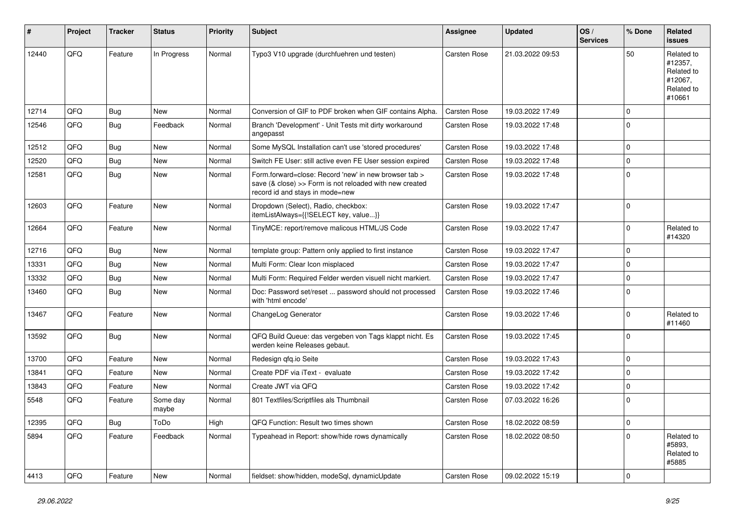| # | Project | Tracker | Status | Priority | Subject | Assignee | Updated | OS / Services | % Done | Related issues |
|---|---|---|---|---|---|---|---|---|---|---|
| 12440 | QFQ | Feature | In Progress | Normal | Typo3 V10 upgrade (durchfuehren und testen) | Carsten Rose | 21.03.2022 09:53 | | 50 | Related to #12357, Related to #12067, Related to #10661 |
| 12714 | QFQ | Bug | New | Normal | Conversion of GIF to PDF broken when GIF contains Alpha. | Carsten Rose | 19.03.2022 17:49 | | 0 | |
| 12546 | QFQ | Bug | Feedback | Normal | Branch 'Development' - Unit Tests mit dirty workaround angepasst | Carsten Rose | 19.03.2022 17:48 | | 0 | |
| 12512 | QFQ | Bug | New | Normal | Some MySQL Installation can't use 'stored procedures' | Carsten Rose | 19.03.2022 17:48 | | 0 | |
| 12520 | QFQ | Bug | New | Normal | Switch FE User: still active even FE User session expired | Carsten Rose | 19.03.2022 17:48 | | 0 | |
| 12581 | QFQ | Bug | New | Normal | Form.forward=close: Record 'new' in new browser tab > save (& close) >> Form is not reloaded with new created record id and stays in mode=new | Carsten Rose | 19.03.2022 17:48 | | 0 | |
| 12603 | QFQ | Feature | New | Normal | Dropdown (Select), Radio, checkbox: itemListAlways={{!SELECT key, value...}} | Carsten Rose | 19.03.2022 17:47 | | 0 | |
| 12664 | QFQ | Feature | New | Normal | TinyMCE: report/remove malicous HTML/JS Code | Carsten Rose | 19.03.2022 17:47 | | 0 | Related to #14320 |
| 12716 | QFQ | Bug | New | Normal | template group: Pattern only applied to first instance | Carsten Rose | 19.03.2022 17:47 | | 0 | |
| 13331 | QFQ | Bug | New | Normal | Multi Form: Clear Icon misplaced | Carsten Rose | 19.03.2022 17:47 | | 0 | |
| 13332 | QFQ | Bug | New | Normal | Multi Form: Required Felder werden visuell nicht markiert. | Carsten Rose | 19.03.2022 17:47 | | 0 | |
| 13460 | QFQ | Bug | New | Normal | Doc: Password set/reset ... password should not processed with 'html encode' | Carsten Rose | 19.03.2022 17:46 | | 0 | |
| 13467 | QFQ | Feature | New | Normal | ChangeLog Generator | Carsten Rose | 19.03.2022 17:46 | | 0 | Related to #11460 |
| 13592 | QFQ | Bug | New | Normal | QFQ Build Queue: das vergeben von Tags klappt nicht. Es werden keine Releases gebaut. | Carsten Rose | 19.03.2022 17:45 | | 0 | |
| 13700 | QFQ | Feature | New | Normal | Redesign qfq.io Seite | Carsten Rose | 19.03.2022 17:43 | | 0 | |
| 13841 | QFQ | Feature | New | Normal | Create PDF via iText - evaluate | Carsten Rose | 19.03.2022 17:42 | | 0 | |
| 13843 | QFQ | Feature | New | Normal | Create JWT via QFQ | Carsten Rose | 19.03.2022 17:42 | | 0 | |
| 5548 | QFQ | Feature | Some day maybe | Normal | 801 Textfiles/Scriptfiles als Thumbnail | Carsten Rose | 07.03.2022 16:26 | | 0 | |
| 12395 | QFQ | Bug | ToDo | High | QFQ Function: Result two times shown | Carsten Rose | 18.02.2022 08:59 | | 0 | |
| 5894 | QFQ | Feature | Feedback | Normal | Typeahead in Report: show/hide rows dynamically | Carsten Rose | 18.02.2022 08:50 | | 0 | Related to #5893, Related to #5885 |
| 4413 | QFQ | Feature | New | Normal | fieldset: show/hidden, modeSql, dynamicUpdate | Carsten Rose | 09.02.2022 15:19 | | 0 | |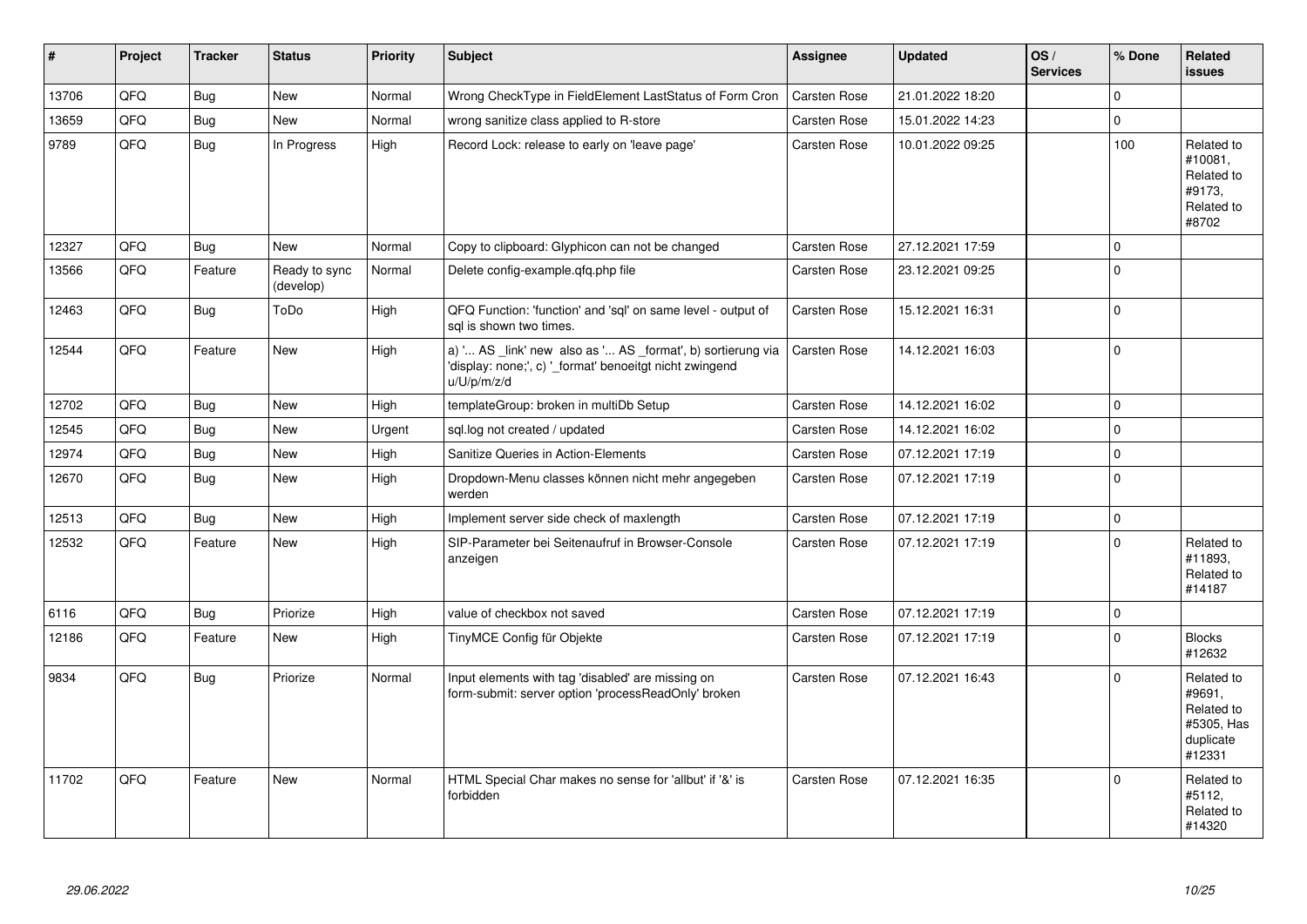| # | Project | Tracker | Status | Priority | Subject | Assignee | Updated | OS / Services | % Done | Related issues |
|---|---|---|---|---|---|---|---|---|---|---|
| 13706 | QFQ | Bug | New | Normal | Wrong CheckType in FieldElement LastStatus of Form Cron | Carsten Rose | 21.01.2022 18:20 | | 0 | |
| 13659 | QFQ | Bug | New | Normal | wrong sanitize class applied to R-store | Carsten Rose | 15.01.2022 14:23 | | 0 | |
| 9789 | QFQ | Bug | In Progress | High | Record Lock: release to early on 'leave page' | Carsten Rose | 10.01.2022 09:25 | | 100 | Related to #10081, Related to #9173, Related to #8702 |
| 12327 | QFQ | Bug | New | Normal | Copy to clipboard: Glyphicon can not be changed | Carsten Rose | 27.12.2021 17:59 | | 0 | |
| 13566 | QFQ | Feature | Ready to sync (develop) | Normal | Delete config-example.qfq.php file | Carsten Rose | 23.12.2021 09:25 | | 0 | |
| 12463 | QFQ | Bug | ToDo | High | QFQ Function: 'function' and 'sql' on same level - output of sql is shown two times. | Carsten Rose | 15.12.2021 16:31 | | 0 | |
| 12544 | QFQ | Feature | New | High | a) '... AS _link' new also as '... AS _format', b) sortierung via 'display: none;', c) '_format' benoeitgt nicht zwingend u/U/p/m/z/d | Carsten Rose | 14.12.2021 16:03 | | 0 | |
| 12702 | QFQ | Bug | New | High | templateGroup: broken in multiDb Setup | Carsten Rose | 14.12.2021 16:02 | | 0 | |
| 12545 | QFQ | Bug | New | Urgent | sql.log not created / updated | Carsten Rose | 14.12.2021 16:02 | | 0 | |
| 12974 | QFQ | Bug | New | High | Sanitize Queries in Action-Elements | Carsten Rose | 07.12.2021 17:19 | | 0 | |
| 12670 | QFQ | Bug | New | High | Dropdown-Menu classes können nicht mehr angegeben werden | Carsten Rose | 07.12.2021 17:19 | | 0 | |
| 12513 | QFQ | Bug | New | High | Implement server side check of maxlength | Carsten Rose | 07.12.2021 17:19 | | 0 | |
| 12532 | QFQ | Feature | New | High | SIP-Parameter bei Seitenaufruf in Browser-Console anzeigen | Carsten Rose | 07.12.2021 17:19 | | 0 | Related to #11893, Related to #14187 |
| 6116 | QFQ | Bug | Priorize | High | value of checkbox not saved | Carsten Rose | 07.12.2021 17:19 | | 0 | |
| 12186 | QFQ | Feature | New | High | TinyMCE Config für Objekte | Carsten Rose | 07.12.2021 17:19 | | 0 | Blocks #12632 |
| 9834 | QFQ | Bug | Priorize | Normal | Input elements with tag 'disabled' are missing on form-submit: server option 'processReadOnly' broken | Carsten Rose | 07.12.2021 16:43 | | 0 | Related to #9691, Related to #5305, Has duplicate #12331 |
| 11702 | QFQ | Feature | New | Normal | HTML Special Char makes no sense for 'allbut' if '&' is forbidden | Carsten Rose | 07.12.2021 16:35 | | 0 | Related to #5112, Related to #14320 |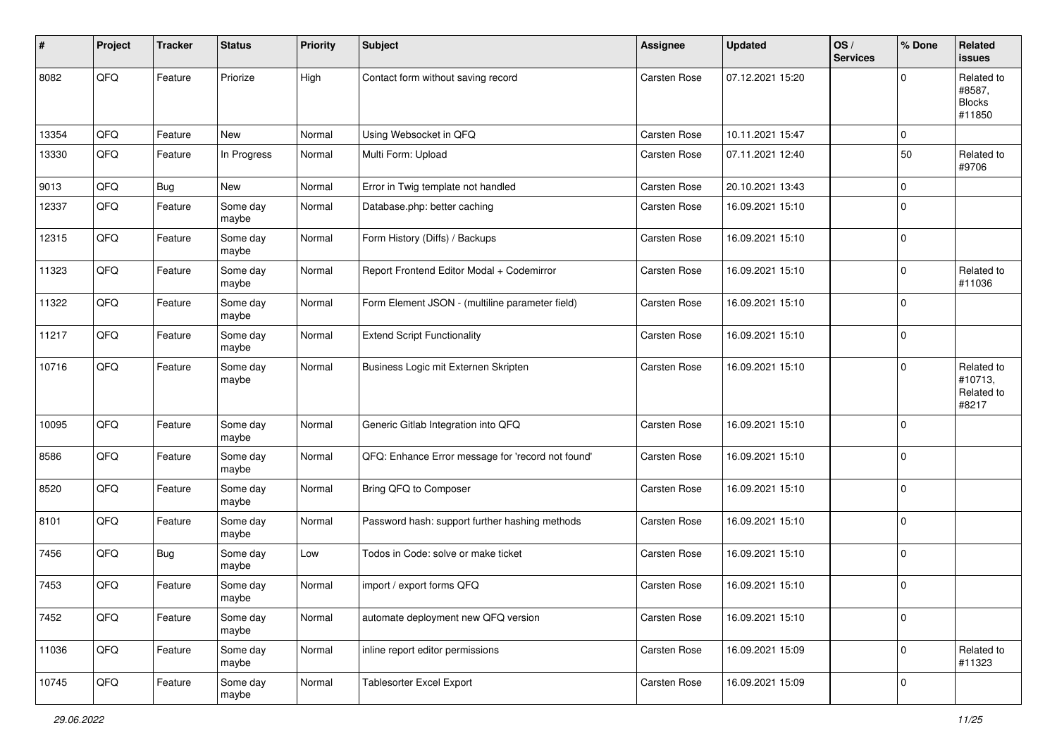| # | Project | Tracker | Status | Priority | Subject | Assignee | Updated | OS / Services | % Done | Related issues |
|---|---|---|---|---|---|---|---|---|---|---|
| 8082 | QFQ | Feature | Priorize | High | Contact form without saving record | Carsten Rose | 07.12.2021 15:20 | | 0 | Related to #8587, Blocks #11850 |
| 13354 | QFQ | Feature | New | Normal | Using Websocket in QFQ | Carsten Rose | 10.11.2021 15:47 | | 0 | |
| 13330 | QFQ | Feature | In Progress | Normal | Multi Form: Upload | Carsten Rose | 07.11.2021 12:40 | | 50 | Related to #9706 |
| 9013 | QFQ | Bug | New | Normal | Error in Twig template not handled | Carsten Rose | 20.10.2021 13:43 | | 0 | |
| 12337 | QFQ | Feature | Some day maybe | Normal | Database.php: better caching | Carsten Rose | 16.09.2021 15:10 | | 0 | |
| 12315 | QFQ | Feature | Some day maybe | Normal | Form History (Diffs) / Backups | Carsten Rose | 16.09.2021 15:10 | | 0 | |
| 11323 | QFQ | Feature | Some day maybe | Normal | Report Frontend Editor Modal + Codemirror | Carsten Rose | 16.09.2021 15:10 | | 0 | Related to #11036 |
| 11322 | QFQ | Feature | Some day maybe | Normal | Form Element JSON - (multiline parameter field) | Carsten Rose | 16.09.2021 15:10 | | 0 | |
| 11217 | QFQ | Feature | Some day maybe | Normal | Extend Script Functionality | Carsten Rose | 16.09.2021 15:10 | | 0 | |
| 10716 | QFQ | Feature | Some day maybe | Normal | Business Logic mit Externen Skripten | Carsten Rose | 16.09.2021 15:10 | | 0 | Related to #10713, Related to #8217 |
| 10095 | QFQ | Feature | Some day maybe | Normal | Generic Gitlab Integration into QFQ | Carsten Rose | 16.09.2021 15:10 | | 0 | |
| 8586 | QFQ | Feature | Some day maybe | Normal | QFQ: Enhance Error message for 'record not found' | Carsten Rose | 16.09.2021 15:10 | | 0 | |
| 8520 | QFQ | Feature | Some day maybe | Normal | Bring QFQ to Composer | Carsten Rose | 16.09.2021 15:10 | | 0 | |
| 8101 | QFQ | Feature | Some day maybe | Normal | Password hash: support further hashing methods | Carsten Rose | 16.09.2021 15:10 | | 0 | |
| 7456 | QFQ | Bug | Some day maybe | Low | Todos in Code: solve or make ticket | Carsten Rose | 16.09.2021 15:10 | | 0 | |
| 7453 | QFQ | Feature | Some day maybe | Normal | import / export forms QFQ | Carsten Rose | 16.09.2021 15:10 | | 0 | |
| 7452 | QFQ | Feature | Some day maybe | Normal | automate deployment new QFQ version | Carsten Rose | 16.09.2021 15:10 | | 0 | |
| 11036 | QFQ | Feature | Some day maybe | Normal | inline report editor permissions | Carsten Rose | 16.09.2021 15:09 | | 0 | Related to #11323 |
| 10745 | QFQ | Feature | Some day maybe | Normal | Tablesorter Excel Export | Carsten Rose | 16.09.2021 15:09 | | 0 | |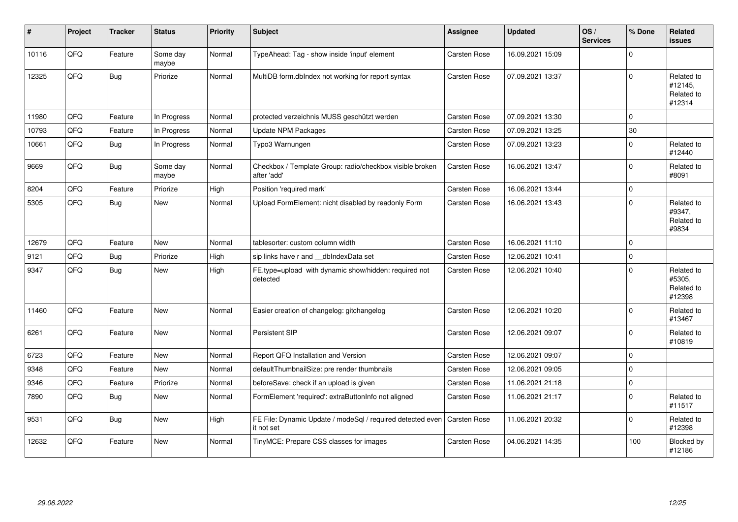| # | Project | Tracker | Status | Priority | Subject | Assignee | Updated | OS / Services | % Done | Related issues |
|---|---|---|---|---|---|---|---|---|---|---|
| 10116 | QFQ | Feature | Some day maybe | Normal | TypeAhead: Tag - show inside 'input' element | Carsten Rose | 16.09.2021 15:09 | | 0 | |
| 12325 | QFQ | Bug | Priorize | Normal | MultiDB form.dbIndex not working for report syntax | Carsten Rose | 07.09.2021 13:37 | | 0 | Related to #12145, Related to #12314 |
| 11980 | QFQ | Feature | In Progress | Normal | protected verzeichnis MUSS geschützt werden | Carsten Rose | 07.09.2021 13:30 | | 0 | |
| 10793 | QFQ | Feature | In Progress | Normal | Update NPM Packages | Carsten Rose | 07.09.2021 13:25 | | 30 | |
| 10661 | QFQ | Bug | In Progress | Normal | Typo3 Warnungen | Carsten Rose | 07.09.2021 13:23 | | 0 | Related to #12440 |
| 9669 | QFQ | Bug | Some day maybe | Normal | Checkbox / Template Group: radio/checkbox visible broken after 'add' | Carsten Rose | 16.06.2021 13:47 | | 0 | Related to #8091 |
| 8204 | QFQ | Feature | Priorize | High | Position 'required mark' | Carsten Rose | 16.06.2021 13:44 | | 0 | |
| 5305 | QFQ | Bug | New | Normal | Upload FormElement: nicht disabled by readonly Form | Carsten Rose | 16.06.2021 13:43 | | 0 | Related to #9347, Related to #9834 |
| 12679 | QFQ | Feature | New | Normal | tablesorter: custom column width | Carsten Rose | 16.06.2021 11:10 | | 0 | |
| 9121 | QFQ | Bug | Priorize | High | sip links have r and __dbIndexData set | Carsten Rose | 12.06.2021 10:41 | | 0 | |
| 9347 | QFQ | Bug | New | High | FE.type=upload with dynamic show/hidden: required not detected | Carsten Rose | 12.06.2021 10:40 | | 0 | Related to #5305, Related to #12398 |
| 11460 | QFQ | Feature | New | Normal | Easier creation of changelog: gitchangelog | Carsten Rose | 12.06.2021 10:20 | | 0 | Related to #13467 |
| 6261 | QFQ | Feature | New | Normal | Persistent SIP | Carsten Rose | 12.06.2021 09:07 | | 0 | Related to #10819 |
| 6723 | QFQ | Feature | New | Normal | Report QFQ Installation and Version | Carsten Rose | 12.06.2021 09:07 | | 0 | |
| 9348 | QFQ | Feature | New | Normal | defaultThumbnailSize: pre render thumbnails | Carsten Rose | 12.06.2021 09:05 | | 0 | |
| 9346 | QFQ | Feature | Priorize | Normal | beforeSave: check if an upload is given | Carsten Rose | 11.06.2021 21:18 | | 0 | |
| 7890 | QFQ | Bug | New | Normal | FormElement 'required': extraButtonInfo not aligned | Carsten Rose | 11.06.2021 21:17 | | 0 | Related to #11517 |
| 9531 | QFQ | Bug | New | High | FE File: Dynamic Update / modeSql / required detected even it not set | Carsten Rose | 11.06.2021 20:32 | | 0 | Related to #12398 |
| 12632 | QFQ | Feature | New | Normal | TinyMCE: Prepare CSS classes for images | Carsten Rose | 04.06.2021 14:35 | | 100 | Blocked by #12186 |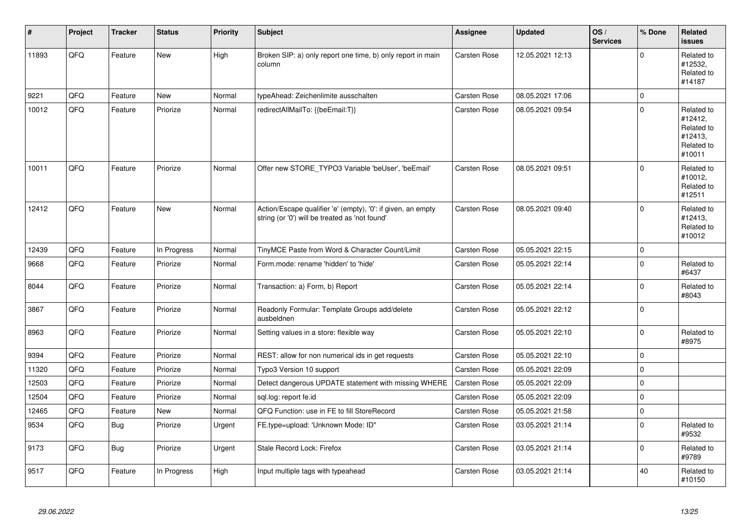| # | Project | Tracker | Status | Priority | Subject | Assignee | Updated | OS / Services | % Done | Related issues |
|---|---|---|---|---|---|---|---|---|---|---|
| 11893 | QFQ | Feature | New | High | Broken SIP: a) only report one time, b) only report in main column | Carsten Rose | 12.05.2021 12:13 | | 0 | Related to #12532, Related to #14187 |
| 9221 | QFQ | Feature | New | Normal | typeAhead: Zeichenlimite ausschalten | Carsten Rose | 08.05.2021 17:06 | | 0 | |
| 10012 | QFQ | Feature | Priorize | Normal | redirectAllMailTo: {{beEmail:T}} | Carsten Rose | 08.05.2021 09:54 | | 0 | Related to #12412, Related to #12413, Related to #10011 |
| 10011 | QFQ | Feature | Priorize | Normal | Offer new STORE_TYPO3 Variable 'beUser', 'beEmail' | Carsten Rose | 08.05.2021 09:51 | | 0 | Related to #10012, Related to #12511 |
| 12412 | QFQ | Feature | New | Normal | Action/Escape qualifier 'e' (empty), '0': if given, an empty string (or '0') will be treated as 'not found' | Carsten Rose | 08.05.2021 09:40 | | 0 | Related to #12413, Related to #10012 |
| 12439 | QFQ | Feature | In Progress | Normal | TinyMCE Paste from Word & Character Count/Limit | Carsten Rose | 05.05.2021 22:15 | | 0 | |
| 9668 | QFQ | Feature | Priorize | Normal | Form.mode: rename 'hidden' to 'hide' | Carsten Rose | 05.05.2021 22:14 | | 0 | Related to #6437 |
| 8044 | QFQ | Feature | Priorize | Normal | Transaction: a) Form, b) Report | Carsten Rose | 05.05.2021 22:14 | | 0 | Related to #8043 |
| 3867 | QFQ | Feature | Priorize | Normal | Readonly Formular: Template Groups add/delete ausbeldnen | Carsten Rose | 05.05.2021 22:12 | | 0 | |
| 8963 | QFQ | Feature | Priorize | Normal | Setting values in a store: flexible way | Carsten Rose | 05.05.2021 22:10 | | 0 | Related to #8975 |
| 9394 | QFQ | Feature | Priorize | Normal | REST: allow for non numerical ids in get requests | Carsten Rose | 05.05.2021 22:10 | | 0 | |
| 11320 | QFQ | Feature | Priorize | Normal | Typo3 Version 10 support | Carsten Rose | 05.05.2021 22:09 | | 0 | |
| 12503 | QFQ | Feature | Priorize | Normal | Detect dangerous UPDATE statement with missing WHERE | Carsten Rose | 05.05.2021 22:09 | | 0 | |
| 12504 | QFQ | Feature | Priorize | Normal | sql.log: report fe.id | Carsten Rose | 05.05.2021 22:09 | | 0 | |
| 12465 | QFQ | Feature | New | Normal | QFQ Function: use in FE to fill StoreRecord | Carsten Rose | 05.05.2021 21:58 | | 0 | |
| 9534 | QFQ | Bug | Priorize | Urgent | FE.type=upload: 'Unknown Mode: ID" | Carsten Rose | 03.05.2021 21:14 | | 0 | Related to #9532 |
| 9173 | QFQ | Bug | Priorize | Urgent | Stale Record Lock: Firefox | Carsten Rose | 03.05.2021 21:14 | | 0 | Related to #9789 |
| 9517 | QFQ | Feature | In Progress | High | Input multiple tags with typeahead | Carsten Rose | 03.05.2021 21:14 | | 40 | Related to #10150 |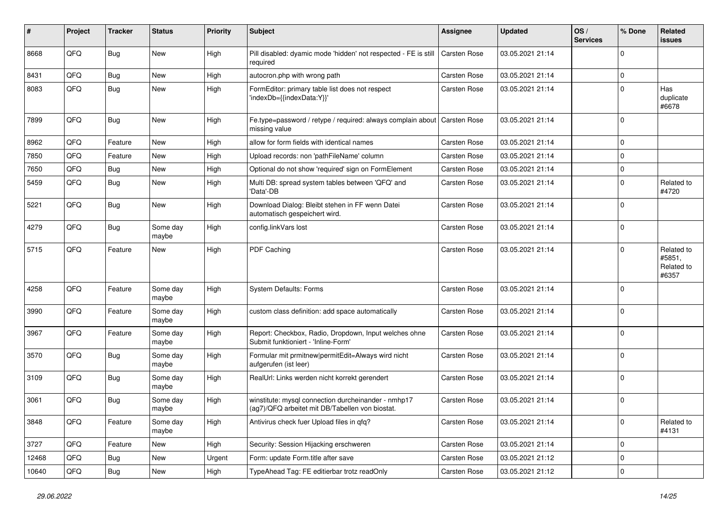| # | Project | Tracker | Status | Priority | Subject | Assignee | Updated | OS / Services | % Done | Related issues |
|---|---|---|---|---|---|---|---|---|---|---|
| 8668 | QFQ | Bug | New | High | Pill disabled: dyamic mode 'hidden' not respected - FE is still required | Carsten Rose | 03.05.2021 21:14 | | 0 | |
| 8431 | QFQ | Bug | New | High | autocron.php with wrong path | Carsten Rose | 03.05.2021 21:14 | | 0 | |
| 8083 | QFQ | Bug | New | High | FormEditor: primary table list does not respect 'indexDb={{indexData:Y}}' | Carsten Rose | 03.05.2021 21:14 | | 0 | Has duplicate #6678 |
| 7899 | QFQ | Bug | New | High | Fe.type=password / retype / required: always complain about missing value | Carsten Rose | 03.05.2021 21:14 | | 0 | |
| 8962 | QFQ | Feature | New | High | allow for form fields with identical names | Carsten Rose | 03.05.2021 21:14 | | 0 | |
| 7850 | QFQ | Feature | New | High | Upload records: non 'pathFileName' column | Carsten Rose | 03.05.2021 21:14 | | 0 | |
| 7650 | QFQ | Bug | New | High | Optional do not show 'required' sign on FormElement | Carsten Rose | 03.05.2021 21:14 | | 0 | |
| 5459 | QFQ | Bug | New | High | Multi DB: spread system tables between 'QFQ' and 'Data'-DB | Carsten Rose | 03.05.2021 21:14 | | 0 | Related to #4720 |
| 5221 | QFQ | Bug | New | High | Download Dialog: Bleibt stehen in FF wenn Datei automatisch gespeichert wird. | Carsten Rose | 03.05.2021 21:14 | | 0 | |
| 4279 | QFQ | Bug | Some day maybe | High | config.linkVars lost | Carsten Rose | 03.05.2021 21:14 | | 0 | |
| 5715 | QFQ | Feature | New | High | PDF Caching | Carsten Rose | 03.05.2021 21:14 | | 0 | Related to #5851, Related to #6357 |
| 4258 | QFQ | Feature | Some day maybe | High | System Defaults: Forms | Carsten Rose | 03.05.2021 21:14 | | 0 | |
| 3990 | QFQ | Feature | Some day maybe | High | custom class definition: add space automatically | Carsten Rose | 03.05.2021 21:14 | | 0 | |
| 3967 | QFQ | Feature | Some day maybe | High | Report: Checkbox, Radio, Dropdown, Input welches ohne Submit funktioniert - 'Inline-Form' | Carsten Rose | 03.05.2021 21:14 | | 0 | |
| 3570 | QFQ | Bug | Some day maybe | High | Formular mit prmitnew\|permitEdit=Always wird nicht aufgerufen (ist leer) | Carsten Rose | 03.05.2021 21:14 | | 0 | |
| 3109 | QFQ | Bug | Some day maybe | High | RealUrl: Links werden nicht korrekt gerendert | Carsten Rose | 03.05.2021 21:14 | | 0 | |
| 3061 | QFQ | Bug | Some day maybe | High | winstitute: mysql connection durcheinander - nmhp17 (ag7)/QFQ arbeitet mit DB/Tabellen von biostat. | Carsten Rose | 03.05.2021 21:14 | | 0 | |
| 3848 | QFQ | Feature | Some day maybe | High | Antivirus check fuer Upload files in qfq? | Carsten Rose | 03.05.2021 21:14 | | 0 | Related to #4131 |
| 3727 | QFQ | Feature | New | High | Security: Session Hijacking erschweren | Carsten Rose | 03.05.2021 21:14 | | 0 | |
| 12468 | QFQ | Bug | New | Urgent | Form: update Form.title after save | Carsten Rose | 03.05.2021 21:12 | | 0 | |
| 10640 | QFQ | Bug | New | High | TypeAhead Tag: FE editierbar trotz readOnly | Carsten Rose | 03.05.2021 21:12 | | 0 | |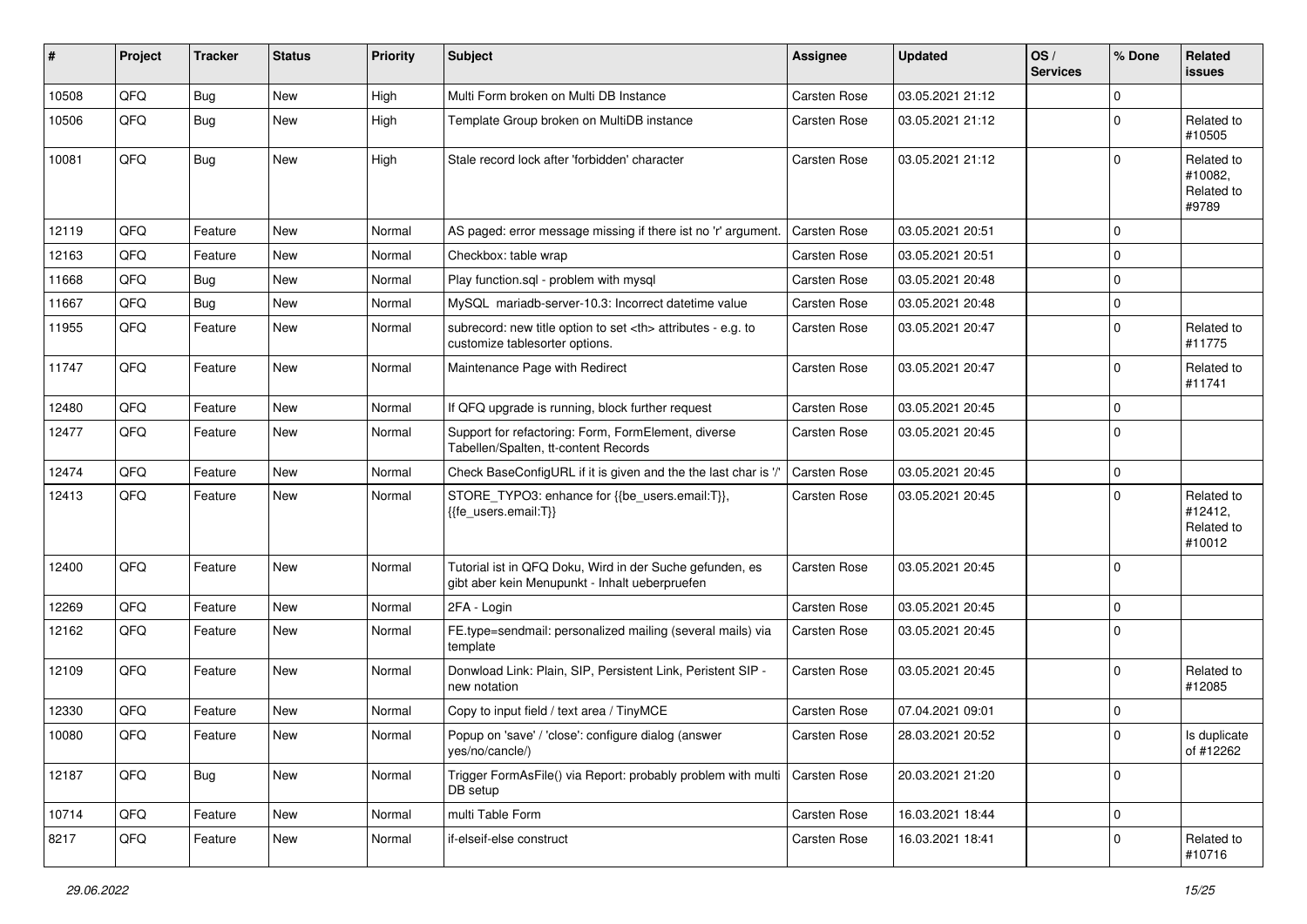| # | Project | Tracker | Status | Priority | Subject | Assignee | Updated | OS / Services | % Done | Related issues |
|---|---|---|---|---|---|---|---|---|---|---|
| 10508 | QFQ | Bug | New | High | Multi Form broken on Multi DB Instance | Carsten Rose | 03.05.2021 21:12 | | 0 | |
| 10506 | QFQ | Bug | New | High | Template Group broken on MultiDB instance | Carsten Rose | 03.05.2021 21:12 | | 0 | Related to #10505 |
| 10081 | QFQ | Bug | New | High | Stale record lock after 'forbidden' character | Carsten Rose | 03.05.2021 21:12 | | 0 | Related to #10082, Related to #9789 |
| 12119 | QFQ | Feature | New | Normal | AS paged: error message missing if there ist no 'r' argument. | Carsten Rose | 03.05.2021 20:51 | | 0 | |
| 12163 | QFQ | Feature | New | Normal | Checkbox: table wrap | Carsten Rose | 03.05.2021 20:51 | | 0 | |
| 11668 | QFQ | Bug | New | Normal | Play function.sql - problem with mysql | Carsten Rose | 03.05.2021 20:48 | | 0 | |
| 11667 | QFQ | Bug | New | Normal | MySQL mariadb-server-10.3: Incorrect datetime value | Carsten Rose | 03.05.2021 20:48 | | 0 | |
| 11955 | QFQ | Feature | New | Normal | subrecord: new title option to set <th> attributes - e.g. to customize tablesorter options. | Carsten Rose | 03.05.2021 20:47 | | 0 | Related to #11775 |
| 11747 | QFQ | Feature | New | Normal | Maintenance Page with Redirect | Carsten Rose | 03.05.2021 20:47 | | 0 | Related to #11741 |
| 12480 | QFQ | Feature | New | Normal | If QFQ upgrade is running, block further request | Carsten Rose | 03.05.2021 20:45 | | 0 | |
| 12477 | QFQ | Feature | New | Normal | Support for refactoring: Form, FormElement, diverse Tabellen/Spalten, tt-content Records | Carsten Rose | 03.05.2021 20:45 | | 0 | |
| 12474 | QFQ | Feature | New | Normal | Check BaseConfigURL if it is given and the the last char is '/' | Carsten Rose | 03.05.2021 20:45 | | 0 | |
| 12413 | QFQ | Feature | New | Normal | STORE_TYPO3: enhance for {{be_users.email:T}}, {{fe_users.email:T}} | Carsten Rose | 03.05.2021 20:45 | | 0 | Related to #12412, Related to #10012 |
| 12400 | QFQ | Feature | New | Normal | Tutorial ist in QFQ Doku, Wird in der Suche gefunden, es gibt aber kein Menupunkt - Inhalt ueberpruefen | Carsten Rose | 03.05.2021 20:45 | | 0 | |
| 12269 | QFQ | Feature | New | Normal | 2FA - Login | Carsten Rose | 03.05.2021 20:45 | | 0 | |
| 12162 | QFQ | Feature | New | Normal | FE.type=sendmail: personalized mailing (several mails) via template | Carsten Rose | 03.05.2021 20:45 | | 0 | |
| 12109 | QFQ | Feature | New | Normal | Donwload Link: Plain, SIP, Persistent Link, Peristent SIP - new notation | Carsten Rose | 03.05.2021 20:45 | | 0 | Related to #12085 |
| 12330 | QFQ | Feature | New | Normal | Copy to input field / text area / TinyMCE | Carsten Rose | 07.04.2021 09:01 | | 0 | |
| 10080 | QFQ | Feature | New | Normal | Popup on 'save' / 'close': configure dialog (answer yes/no/cancle/) | Carsten Rose | 28.03.2021 20:52 | | 0 | Is duplicate of #12262 |
| 12187 | QFQ | Bug | New | Normal | Trigger FormAsFile() via Report: probably problem with multi DB setup | Carsten Rose | 20.03.2021 21:20 | | 0 | |
| 10714 | QFQ | Feature | New | Normal | multi Table Form | Carsten Rose | 16.03.2021 18:44 | | 0 | |
| 8217 | QFQ | Feature | New | Normal | if-elseif-else construct | Carsten Rose | 16.03.2021 18:41 | | 0 | Related to #10716 |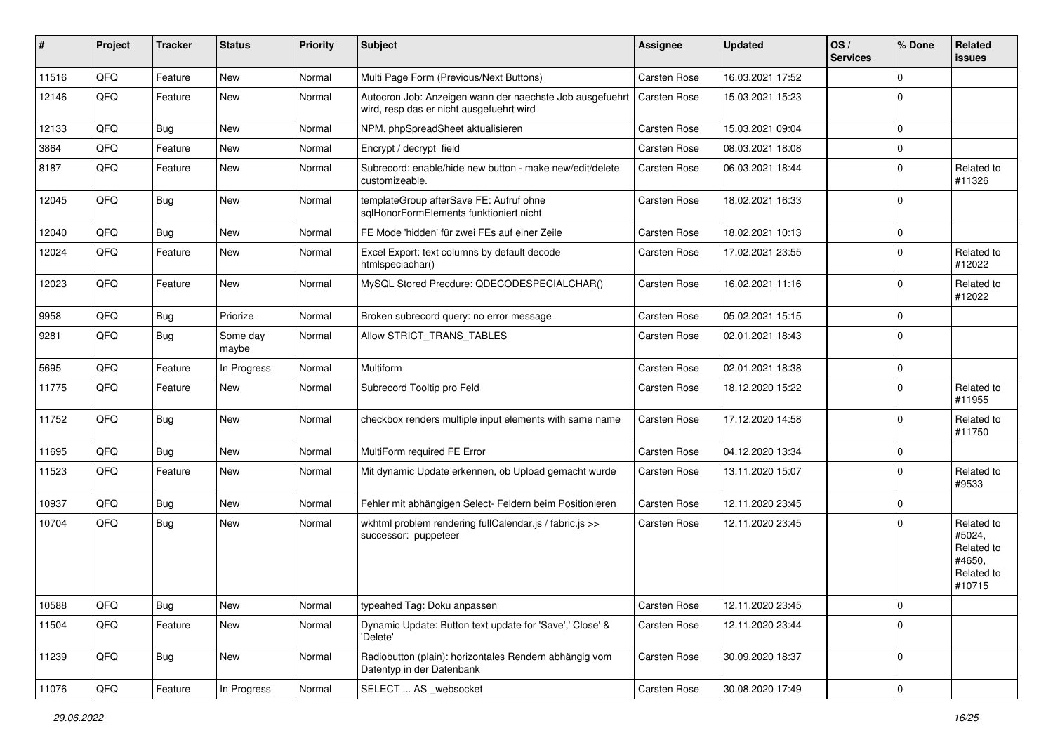| # | Project | Tracker | Status | Priority | Subject | Assignee | Updated | OS / Services | % Done | Related issues |
|---|---|---|---|---|---|---|---|---|---|---|
| 11516 | QFQ | Feature | New | Normal | Multi Page Form (Previous/Next Buttons) | Carsten Rose | 16.03.2021 17:52 | | 0 | |
| 12146 | QFQ | Feature | New | Normal | Autocron Job: Anzeigen wann der naechste Job ausgefuehrt wird, resp das er nicht ausgefuehrt wird | Carsten Rose | 15.03.2021 15:23 | | 0 | |
| 12133 | QFQ | Bug | New | Normal | NPM, phpSpreadSheet aktualisieren | Carsten Rose | 15.03.2021 09:04 | | 0 | |
| 3864 | QFQ | Feature | New | Normal | Encrypt / decrypt field | Carsten Rose | 08.03.2021 18:08 | | 0 | |
| 8187 | QFQ | Feature | New | Normal | Subrecord: enable/hide new button - make new/edit/delete customizeable. | Carsten Rose | 06.03.2021 18:44 | | 0 | Related to #11326 |
| 12045 | QFQ | Bug | New | Normal | templateGroup afterSave FE: Aufruf ohne sqlHonorFormElements funktioniert nicht | Carsten Rose | 18.02.2021 16:33 | | 0 | |
| 12040 | QFQ | Bug | New | Normal | FE Mode 'hidden' für zwei FEs auf einer Zeile | Carsten Rose | 18.02.2021 10:13 | | 0 | |
| 12024 | QFQ | Feature | New | Normal | Excel Export: text columns by default decode htmlspeciachar() | Carsten Rose | 17.02.2021 23:55 | | 0 | Related to #12022 |
| 12023 | QFQ | Feature | New | Normal | MySQL Stored Precdure: QDECODESPECIALCHAR() | Carsten Rose | 16.02.2021 11:16 | | 0 | Related to #12022 |
| 9958 | QFQ | Bug | Priorize | Normal | Broken subrecord query: no error message | Carsten Rose | 05.02.2021 15:15 | | 0 | |
| 9281 | QFQ | Bug | Some day maybe | Normal | Allow STRICT_TRANS_TABLES | Carsten Rose | 02.01.2021 18:43 | | 0 | |
| 5695 | QFQ | Feature | In Progress | Normal | Multiform | Carsten Rose | 02.01.2021 18:38 | | 0 | |
| 11775 | QFQ | Feature | New | Normal | Subrecord Tooltip pro Feld | Carsten Rose | 18.12.2020 15:22 | | 0 | Related to #11955 |
| 11752 | QFQ | Bug | New | Normal | checkbox renders multiple input elements with same name | Carsten Rose | 17.12.2020 14:58 | | 0 | Related to #11750 |
| 11695 | QFQ | Bug | New | Normal | MultiForm required FE Error | Carsten Rose | 04.12.2020 13:34 | | 0 | |
| 11523 | QFQ | Feature | New | Normal | Mit dynamic Update erkennen, ob Upload gemacht wurde | Carsten Rose | 13.11.2020 15:07 | | 0 | Related to #9533 |
| 10937 | QFQ | Bug | New | Normal | Fehler mit abhängigen Select- Feldern beim Positionieren | Carsten Rose | 12.11.2020 23:45 | | 0 | |
| 10704 | QFQ | Bug | New | Normal | wkhtml problem rendering fullCalendar.js / fabric.js >> successor: puppeteer | Carsten Rose | 12.11.2020 23:45 | | 0 | Related to #5024, Related to #4650, Related to #10715 |
| 10588 | QFQ | Bug | New | Normal | typeahed Tag: Doku anpassen | Carsten Rose | 12.11.2020 23:45 | | 0 | |
| 11504 | QFQ | Feature | New | Normal | Dynamic Update: Button text update for 'Save',' Close' & 'Delete' | Carsten Rose | 12.11.2020 23:44 | | 0 | |
| 11239 | QFQ | Bug | New | Normal | Radiobutton (plain): horizontales Rendern abhängig vom Datentyp in der Datenbank | Carsten Rose | 30.09.2020 18:37 | | 0 | |
| 11076 | QFQ | Feature | In Progress | Normal | SELECT ... AS _websocket | Carsten Rose | 30.08.2020 17:49 | | 0 | |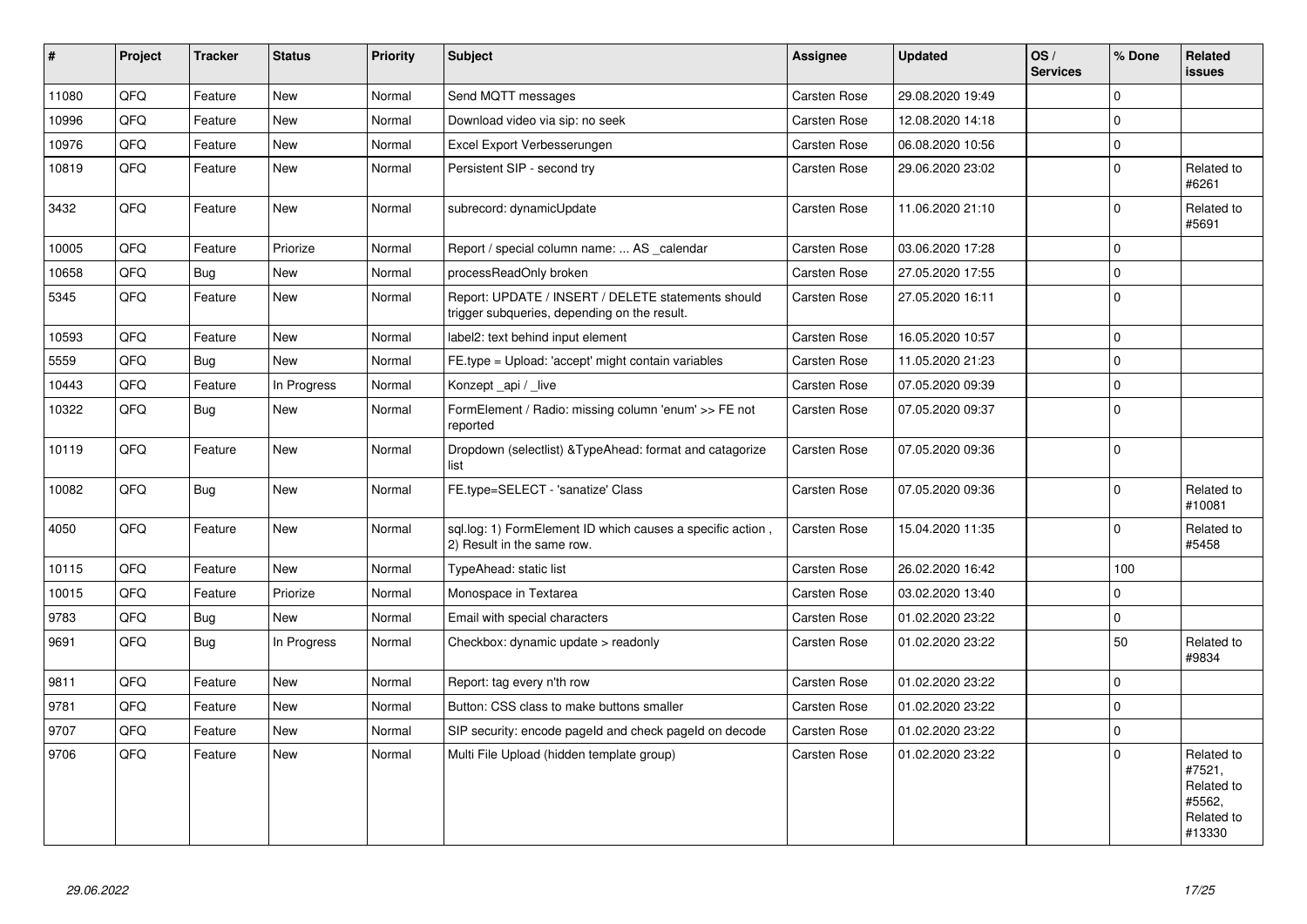| # | Project | Tracker | Status | Priority | Subject | Assignee | Updated | OS / Services | % Done | Related issues |
|---|---|---|---|---|---|---|---|---|---|---|
| 11080 | QFQ | Feature | New | Normal | Send MQTT messages | Carsten Rose | 29.08.2020 19:49 | | 0 | |
| 10996 | QFQ | Feature | New | Normal | Download video via sip: no seek | Carsten Rose | 12.08.2020 14:18 | | 0 | |
| 10976 | QFQ | Feature | New | Normal | Excel Export Verbesserungen | Carsten Rose | 06.08.2020 10:56 | | 0 | |
| 10819 | QFQ | Feature | New | Normal | Persistent SIP - second try | Carsten Rose | 29.06.2020 23:02 | | 0 | Related to #6261 |
| 3432 | QFQ | Feature | New | Normal | subrecord: dynamicUpdate | Carsten Rose | 11.06.2020 21:10 | | 0 | Related to #5691 |
| 10005 | QFQ | Feature | Priorize | Normal | Report / special column name: ... AS _calendar | Carsten Rose | 03.06.2020 17:28 | | 0 | |
| 10658 | QFQ | Bug | New | Normal | processReadOnly broken | Carsten Rose | 27.05.2020 17:55 | | 0 | |
| 5345 | QFQ | Feature | New | Normal | Report: UPDATE / INSERT / DELETE statements should trigger subqueries, depending on the result. | Carsten Rose | 27.05.2020 16:11 | | 0 | |
| 10593 | QFQ | Feature | New | Normal | label2: text behind input element | Carsten Rose | 16.05.2020 10:57 | | 0 | |
| 5559 | QFQ | Bug | New | Normal | FE.type = Upload: 'accept' might contain variables | Carsten Rose | 11.05.2020 21:23 | | 0 | |
| 10443 | QFQ | Feature | In Progress | Normal | Konzept _api / _live | Carsten Rose | 07.05.2020 09:39 | | 0 | |
| 10322 | QFQ | Bug | New | Normal | FormElement / Radio: missing column 'enum' >> FE not reported | Carsten Rose | 07.05.2020 09:37 | | 0 | |
| 10119 | QFQ | Feature | New | Normal | Dropdown (selectlist) &TypeAhead: format and catagorize list | Carsten Rose | 07.05.2020 09:36 | | 0 | |
| 10082 | QFQ | Bug | New | Normal | FE.type=SELECT - 'sanatize' Class | Carsten Rose | 07.05.2020 09:36 | | 0 | Related to #10081 |
| 4050 | QFQ | Feature | New | Normal | sql.log: 1) FormElement ID which causes a specific action , 2) Result in the same row. | Carsten Rose | 15.04.2020 11:35 | | 0 | Related to #5458 |
| 10115 | QFQ | Feature | New | Normal | TypeAhead: static list | Carsten Rose | 26.02.2020 16:42 | | 100 | |
| 10015 | QFQ | Feature | Priorize | Normal | Monospace in Textarea | Carsten Rose | 03.02.2020 13:40 | | 0 | |
| 9783 | QFQ | Bug | New | Normal | Email with special characters | Carsten Rose | 01.02.2020 23:22 | | 0 | |
| 9691 | QFQ | Bug | In Progress | Normal | Checkbox: dynamic update > readonly | Carsten Rose | 01.02.2020 23:22 | | 50 | Related to #9834 |
| 9811 | QFQ | Feature | New | Normal | Report: tag every n'th row | Carsten Rose | 01.02.2020 23:22 | | 0 | |
| 9781 | QFQ | Feature | New | Normal | Button: CSS class to make buttons smaller | Carsten Rose | 01.02.2020 23:22 | | 0 | |
| 9707 | QFQ | Feature | New | Normal | SIP security: encode pageId and check pageId on decode | Carsten Rose | 01.02.2020 23:22 | | 0 | |
| 9706 | QFQ | Feature | New | Normal | Multi File Upload (hidden template group) | Carsten Rose | 01.02.2020 23:22 | | 0 | Related to #7521, Related to #5562, Related to #13330 |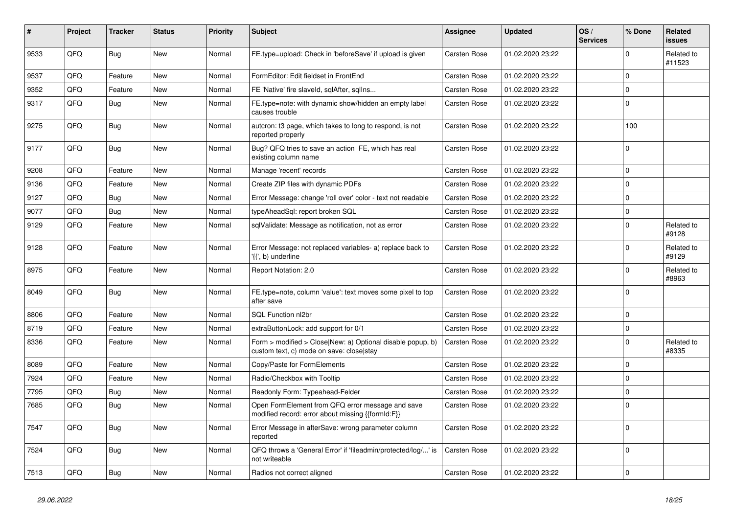| # | Project | Tracker | Status | Priority | Subject | Assignee | Updated | OS / Services | % Done | Related issues |
|---|---|---|---|---|---|---|---|---|---|---|
| 9533 | QFQ | Bug | New | Normal | FE.type=upload: Check in 'beforeSave' if upload is given | Carsten Rose | 01.02.2020 23:22 | | 0 | Related to #11523 |
| 9537 | QFQ | Feature | New | Normal | FormEditor: Edit fieldset in FrontEnd | Carsten Rose | 01.02.2020 23:22 | | 0 | |
| 9352 | QFQ | Feature | New | Normal | FE 'Native' fire slaveId, sqlAfter, sqlIns... | Carsten Rose | 01.02.2020 23:22 | | 0 | |
| 9317 | QFQ | Bug | New | Normal | FE.type=note: with dynamic show/hidden an empty label causes trouble | Carsten Rose | 01.02.2020 23:22 | | 0 | |
| 9275 | QFQ | Bug | New | Normal | autcron: t3 page, which takes to long to respond, is not reported properly | Carsten Rose | 01.02.2020 23:22 | | 100 | |
| 9177 | QFQ | Bug | New | Normal | Bug? QFQ tries to save an action FE, which has real existing column name | Carsten Rose | 01.02.2020 23:22 | | 0 | |
| 9208 | QFQ | Feature | New | Normal | Manage 'recent' records | Carsten Rose | 01.02.2020 23:22 | | 0 | |
| 9136 | QFQ | Feature | New | Normal | Create ZIP files with dynamic PDFs | Carsten Rose | 01.02.2020 23:22 | | 0 | |
| 9127 | QFQ | Bug | New | Normal | Error Message: change 'roll over' color - text not readable | Carsten Rose | 01.02.2020 23:22 | | 0 | |
| 9077 | QFQ | Bug | New | Normal | typeAheadSql: report broken SQL | Carsten Rose | 01.02.2020 23:22 | | 0 | |
| 9129 | QFQ | Feature | New | Normal | sqlValidate: Message as notification, not as error | Carsten Rose | 01.02.2020 23:22 | | 0 | Related to #9128 |
| 9128 | QFQ | Feature | New | Normal | Error Message: not replaced variables- a) replace back to '{{', b) underline | Carsten Rose | 01.02.2020 23:22 | | 0 | Related to #9129 |
| 8975 | QFQ | Feature | New | Normal | Report Notation: 2.0 | Carsten Rose | 01.02.2020 23:22 | | 0 | Related to #8963 |
| 8049 | QFQ | Bug | New | Normal | FE.type=note, column 'value': text moves some pixel to top after save | Carsten Rose | 01.02.2020 23:22 | | 0 | |
| 8806 | QFQ | Feature | New | Normal | SQL Function nl2br | Carsten Rose | 01.02.2020 23:22 | | 0 | |
| 8719 | QFQ | Feature | New | Normal | extraButtonLock: add support for 0/1 | Carsten Rose | 01.02.2020 23:22 | | 0 | |
| 8336 | QFQ | Feature | New | Normal | Form > modified > Close\|New: a) Optional disable popup, b) custom text, c) mode on save: close\|stay | Carsten Rose | 01.02.2020 23:22 | | 0 | Related to #8335 |
| 8089 | QFQ | Feature | New | Normal | Copy/Paste for FormElements | Carsten Rose | 01.02.2020 23:22 | | 0 | |
| 7924 | QFQ | Feature | New | Normal | Radio/Checkbox with Tooltip | Carsten Rose | 01.02.2020 23:22 | | 0 | |
| 7795 | QFQ | Bug | New | Normal | Readonly Form: Typeahead-Felder | Carsten Rose | 01.02.2020 23:22 | | 0 | |
| 7685 | QFQ | Bug | New | Normal | Open FormElement from QFQ error message and save modified record: error about missing {{formId:F}} | Carsten Rose | 01.02.2020 23:22 | | 0 | |
| 7547 | QFQ | Bug | New | Normal | Error Message in afterSave: wrong parameter column reported | Carsten Rose | 01.02.2020 23:22 | | 0 | |
| 7524 | QFQ | Bug | New | Normal | QFQ throws a 'General Error' if 'fileadmin/protected/log/...' is not writeable | Carsten Rose | 01.02.2020 23:22 | | 0 | |
| 7513 | QFQ | Bug | New | Normal | Radios not correct aligned | Carsten Rose | 01.02.2020 23:22 | | 0 | |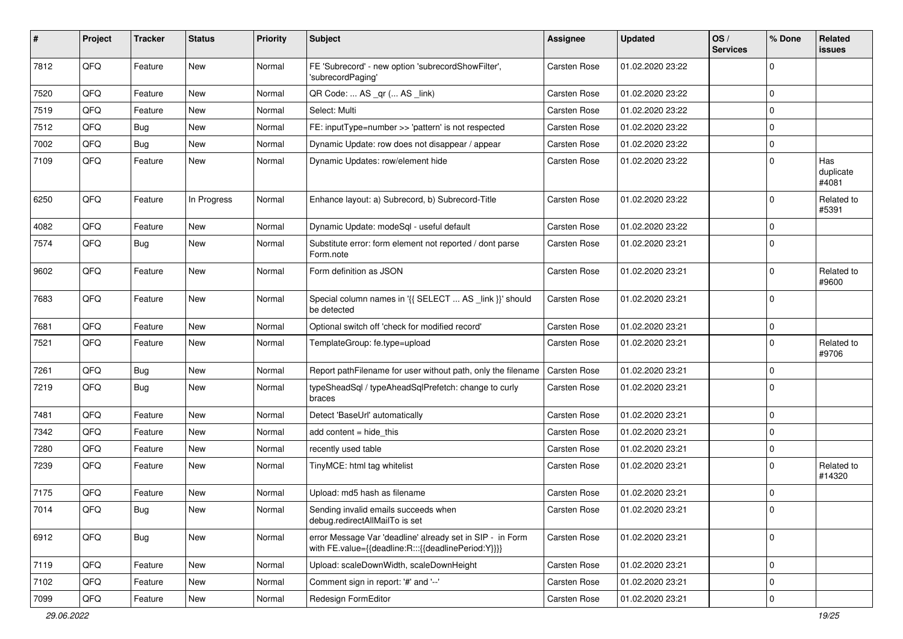| # | Project | Tracker | Status | Priority | Subject | Assignee | Updated | OS / Services | % Done | Related issues |
|---|---|---|---|---|---|---|---|---|---|---|
| 7812 | QFQ | Feature | New | Normal | FE 'Subecord' - new option 'subrecordShowFilter', 'subrecordPaging' | Carsten Rose | 01.02.2020 23:22 | | 0 | |
| 7520 | QFQ | Feature | New | Normal | QR Code: ... AS _qr ( ... AS _link) | Carsten Rose | 01.02.2020 23:22 | | 0 | |
| 7519 | QFQ | Feature | New | Normal | Select: Multi | Carsten Rose | 01.02.2020 23:22 | | 0 | |
| 7512 | QFQ | Bug | New | Normal | FE: inputType=number >> 'pattern' is not respected | Carsten Rose | 01.02.2020 23:22 | | 0 | |
| 7002 | QFQ | Bug | New | Normal | Dynamic Update: row does not disappear / appear | Carsten Rose | 01.02.2020 23:22 | | 0 | |
| 7109 | QFQ | Feature | New | Normal | Dynamic Updates: row/element hide | Carsten Rose | 01.02.2020 23:22 | | 0 | Has duplicate #4081 |
| 6250 | QFQ | Feature | In Progress | Normal | Enhance layout: a) Subrecord, b) Subrecord-Title | Carsten Rose | 01.02.2020 23:22 | | 0 | Related to #5391 |
| 4082 | QFQ | Feature | New | Normal | Dynamic Update: modeSql - useful default | Carsten Rose | 01.02.2020 23:22 | | 0 | |
| 7574 | QFQ | Bug | New | Normal | Substitute error: form element not reported / dont parse Form.note | Carsten Rose | 01.02.2020 23:21 | | 0 | |
| 9602 | QFQ | Feature | New | Normal | Form definition as JSON | Carsten Rose | 01.02.2020 23:21 | | 0 | Related to #9600 |
| 7683 | QFQ | Feature | New | Normal | Special column names in '{{ SELECT ... AS _link }}' should be detected | Carsten Rose | 01.02.2020 23:21 | | 0 | |
| 7681 | QFQ | Feature | New | Normal | Optional switch off 'check for modified record' | Carsten Rose | 01.02.2020 23:21 | | 0 | |
| 7521 | QFQ | Feature | New | Normal | TemplateGroup: fe.type=upload | Carsten Rose | 01.02.2020 23:21 | | 0 | Related to #9706 |
| 7261 | QFQ | Bug | New | Normal | Report pathFilename for user without path, only the filename | Carsten Rose | 01.02.2020 23:21 | | 0 | |
| 7219 | QFQ | Bug | New | Normal | typeSheadSql / typeAheadSqlPrefetch: change to curly braces | Carsten Rose | 01.02.2020 23:21 | | 0 | |
| 7481 | QFQ | Feature | New | Normal | Detect 'BaseUrl' automatically | Carsten Rose | 01.02.2020 23:21 | | 0 | |
| 7342 | QFQ | Feature | New | Normal | add content = hide_this | Carsten Rose | 01.02.2020 23:21 | | 0 | |
| 7280 | QFQ | Feature | New | Normal | recently used table | Carsten Rose | 01.02.2020 23:21 | | 0 | |
| 7239 | QFQ | Feature | New | Normal | TinyMCE: html tag whitelist | Carsten Rose | 01.02.2020 23:21 | | 0 | Related to #14320 |
| 7175 | QFQ | Feature | New | Normal | Upload: md5 hash as filename | Carsten Rose | 01.02.2020 23:21 | | 0 | |
| 7014 | QFQ | Bug | New | Normal | Sending invalid emails succeeds when debug.redirectAllMailTo is set | Carsten Rose | 01.02.2020 23:21 | | 0 | |
| 6912 | QFQ | Bug | New | Normal | error Message Var 'deadline' already set in SIP - in Form with FE.value={{deadline:R:::{{deadlinePeriod:Y}}}} | Carsten Rose | 01.02.2020 23:21 | | 0 | |
| 7119 | QFQ | Feature | New | Normal | Upload: scaleDownWidth, scaleDownHeight | Carsten Rose | 01.02.2020 23:21 | | 0 | |
| 7102 | QFQ | Feature | New | Normal | Comment sign in report: '#' and '--' | Carsten Rose | 01.02.2020 23:21 | | 0 | |
| 7099 | QFQ | Feature | New | Normal | Redesign FormEditor | Carsten Rose | 01.02.2020 23:21 | | 0 | |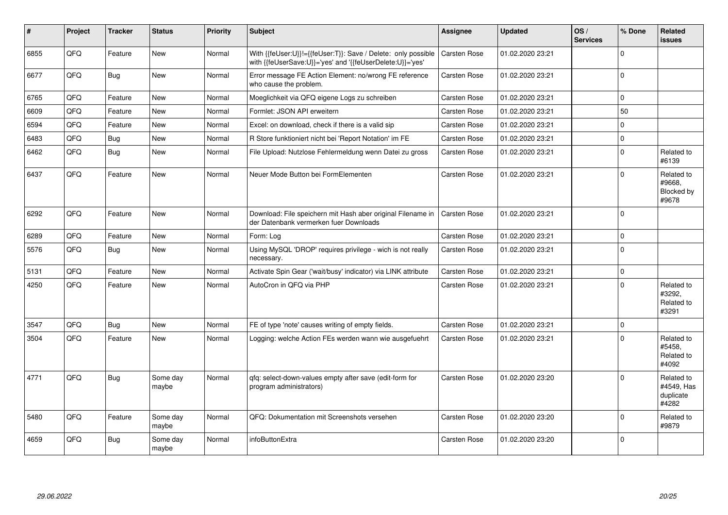| # | Project | Tracker | Status | Priority | Subject | Assignee | Updated | OS / Services | % Done | Related issues |
|---|---|---|---|---|---|---|---|---|---|---|
| 6855 | QFQ | Feature | New | Normal | With {{feUser:U}}!={{feUser:T}}: Save / Delete: only possible with {{feUserSave:U}}='yes' and '{{feUserDelete:U}}='yes' | Carsten Rose | 01.02.2020 23:21 | | 0 | |
| 6677 | QFQ | Bug | New | Normal | Error message FE Action Element: no/wrong FE reference who cause the problem. | Carsten Rose | 01.02.2020 23:21 | | 0 | |
| 6765 | QFQ | Feature | New | Normal | Moeglichkeit via QFQ eigene Logs zu schreiben | Carsten Rose | 01.02.2020 23:21 | | 0 | |
| 6609 | QFQ | Feature | New | Normal | Formlet: JSON API erweitern | Carsten Rose | 01.02.2020 23:21 | | 50 | |
| 6594 | QFQ | Feature | New | Normal | Excel: on download, check if there is a valid sip | Carsten Rose | 01.02.2020 23:21 | | 0 | |
| 6483 | QFQ | Bug | New | Normal | R Store funktioniert nicht bei 'Report Notation' im FE | Carsten Rose | 01.02.2020 23:21 | | 0 | |
| 6462 | QFQ | Bug | New | Normal | File Upload: Nutzlose Fehlermeldung wenn Datei zu gross | Carsten Rose | 01.02.2020 23:21 | | 0 | Related to #6139 |
| 6437 | QFQ | Feature | New | Normal | Neuer Mode Button bei FormElementen | Carsten Rose | 01.02.2020 23:21 | | 0 | Related to #9668, Blocked by #9678 |
| 6292 | QFQ | Feature | New | Normal | Download: File speichern mit Hash aber original Filename in der Datenbank vermerken fuer Downloads | Carsten Rose | 01.02.2020 23:21 | | 0 | |
| 6289 | QFQ | Feature | New | Normal | Form: Log | Carsten Rose | 01.02.2020 23:21 | | 0 | |
| 5576 | QFQ | Bug | New | Normal | Using MySQL 'DROP' requires privilege - wich is not really necessary. | Carsten Rose | 01.02.2020 23:21 | | 0 | |
| 5131 | QFQ | Feature | New | Normal | Activate Spin Gear ('wait/busy' indicator) via LINK attribute | Carsten Rose | 01.02.2020 23:21 | | 0 | |
| 4250 | QFQ | Feature | New | Normal | AutoCron in QFQ via PHP | Carsten Rose | 01.02.2020 23:21 | | 0 | Related to #3292, Related to #3291 |
| 3547 | QFQ | Bug | New | Normal | FE of type 'note' causes writing of empty fields. | Carsten Rose | 01.02.2020 23:21 | | 0 | |
| 3504 | QFQ | Feature | New | Normal | Logging: welche Action FEs werden wann wie ausgefuehrt | Carsten Rose | 01.02.2020 23:21 | | 0 | Related to #5458, Related to #4092 |
| 4771 | QFQ | Bug | Some day maybe | Normal | qfq: select-down-values empty after save (edit-form for program administrators) | Carsten Rose | 01.02.2020 23:20 | | 0 | Related to #4549, Has duplicate #4282 |
| 5480 | QFQ | Feature | Some day maybe | Normal | QFQ: Dokumentation mit Screenshots versehen | Carsten Rose | 01.02.2020 23:20 | | 0 | Related to #9879 |
| 4659 | QFQ | Bug | Some day maybe | Normal | infoButtonExtra | Carsten Rose | 01.02.2020 23:20 | | 0 | |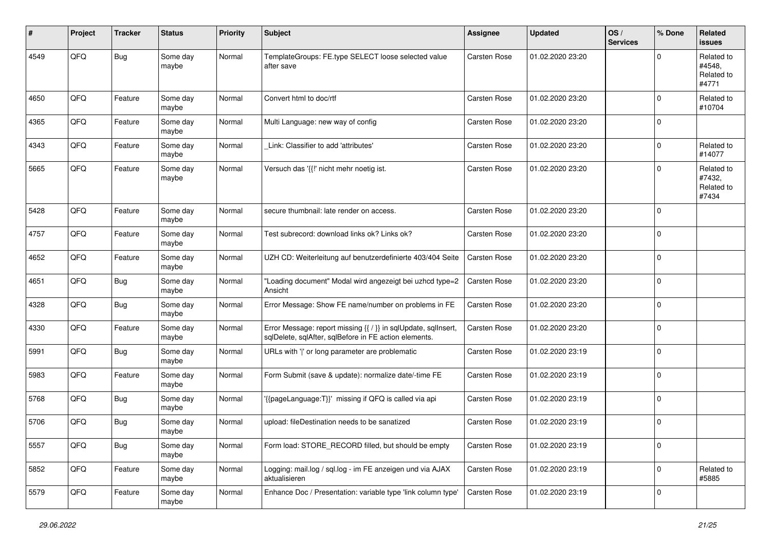| # | Project | Tracker | Status | Priority | Subject | Assignee | Updated | OS / Services | % Done | Related issues |
|---|---|---|---|---|---|---|---|---|---|---|
| 4549 | QFQ | Bug | Some day maybe | Normal | TemplateGroups: FE.type SELECT loose selected value after save | Carsten Rose | 01.02.2020 23:20 | | 0 | Related to #4548, Related to #4771 |
| 4650 | QFQ | Feature | Some day maybe | Normal | Convert html to doc/rtf | Carsten Rose | 01.02.2020 23:20 | | 0 | Related to #10704 |
| 4365 | QFQ | Feature | Some day maybe | Normal | Multi Language: new way of config | Carsten Rose | 01.02.2020 23:20 | | 0 | |
| 4343 | QFQ | Feature | Some day maybe | Normal | _Link: Classifier to add 'attributes' | Carsten Rose | 01.02.2020 23:20 | | 0 | Related to #14077 |
| 5665 | QFQ | Feature | Some day maybe | Normal | Versuch das '{{!' nicht mehr noetig ist. | Carsten Rose | 01.02.2020 23:20 | | 0 | Related to #7432, Related to #7434 |
| 5428 | QFQ | Feature | Some day maybe | Normal | secure thumbnail: late render on access. | Carsten Rose | 01.02.2020 23:20 | | 0 | |
| 4757 | QFQ | Feature | Some day maybe | Normal | Test subrecord: download links ok? Links ok? | Carsten Rose | 01.02.2020 23:20 | | 0 | |
| 4652 | QFQ | Feature | Some day maybe | Normal | UZH CD: Weiterleitung auf benutzerdefinierte 403/404 Seite | Carsten Rose | 01.02.2020 23:20 | | 0 | |
| 4651 | QFQ | Bug | Some day maybe | Normal | "Loading document" Modal wird angezeigt bei uzhcd type=2 Ansicht | Carsten Rose | 01.02.2020 23:20 | | 0 | |
| 4328 | QFQ | Bug | Some day maybe | Normal | Error Message: Show FE name/number on problems in FE | Carsten Rose | 01.02.2020 23:20 | | 0 | |
| 4330 | QFQ | Feature | Some day maybe | Normal | Error Message: report missing {{ / }} in sqlUpdate, sqlInsert, sqlDelete, sqlAfter, sqlBefore in FE action elements. | Carsten Rose | 01.02.2020 23:20 | | 0 | |
| 5991 | QFQ | Bug | Some day maybe | Normal | URLs with '\|' or long parameter are problematic | Carsten Rose | 01.02.2020 23:19 | | 0 | |
| 5983 | QFQ | Feature | Some day maybe | Normal | Form Submit (save & update): normalize date/-time FE | Carsten Rose | 01.02.2020 23:19 | | 0 | |
| 5768 | QFQ | Bug | Some day maybe | Normal | '{{pageLanguage:T}}' missing if QFQ is called via api | Carsten Rose | 01.02.2020 23:19 | | 0 | |
| 5706 | QFQ | Bug | Some day maybe | Normal | upload: fileDestination needs to be sanatized | Carsten Rose | 01.02.2020 23:19 | | 0 | |
| 5557 | QFQ | Bug | Some day maybe | Normal | Form load: STORE_RECORD filled, but should be empty | Carsten Rose | 01.02.2020 23:19 | | 0 | |
| 5852 | QFQ | Feature | Some day maybe | Normal | Logging: mail.log / sql.log - im FE anzeigen und via AJAX aktualisieren | Carsten Rose | 01.02.2020 23:19 | | 0 | Related to #5885 |
| 5579 | QFQ | Feature | Some day maybe | Normal | Enhance Doc / Presentation: variable type 'link column type' | Carsten Rose | 01.02.2020 23:19 | | 0 | |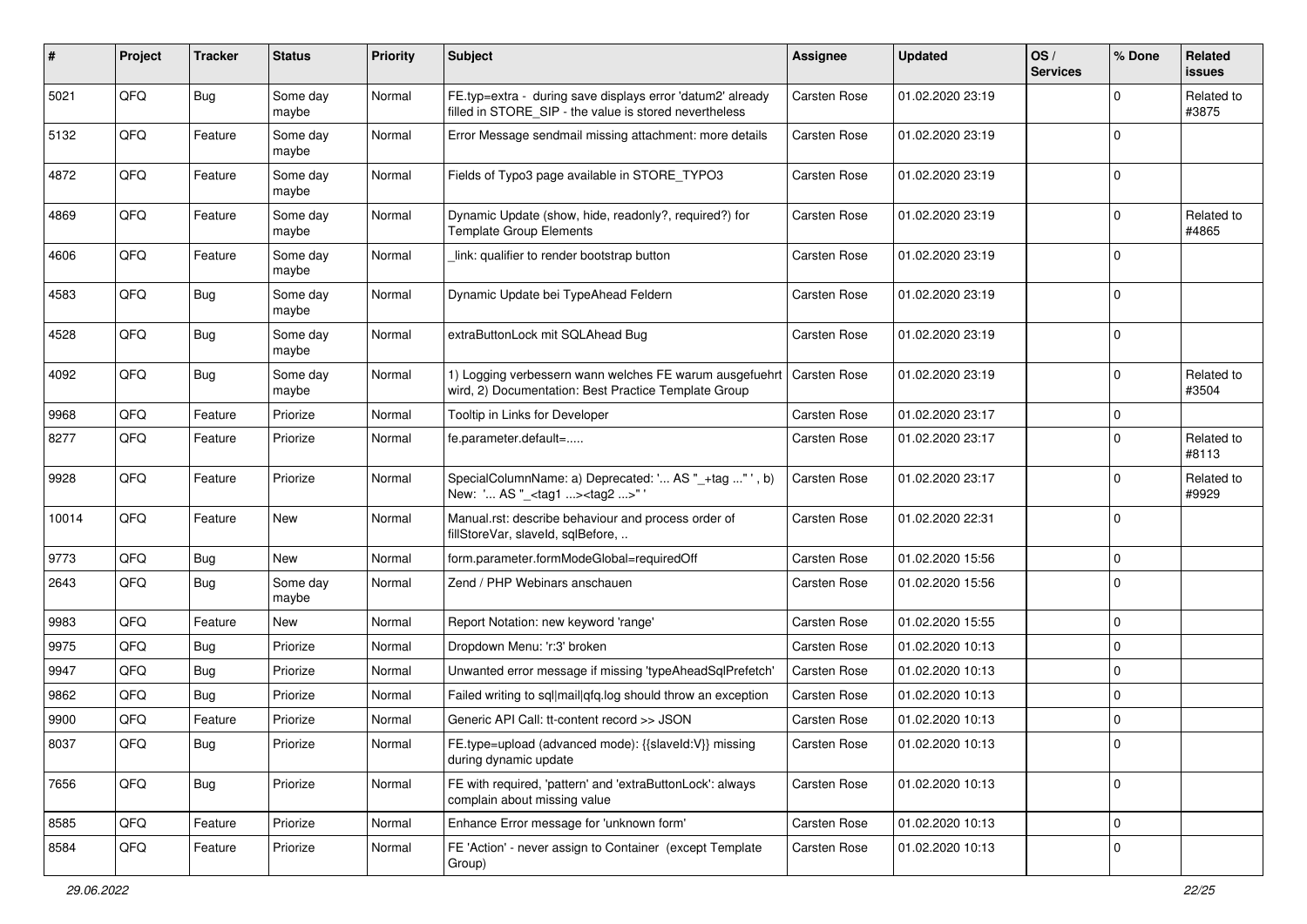| # | Project | Tracker | Status | Priority | Subject | Assignee | Updated | OS / Services | % Done | Related issues |
|---|---|---|---|---|---|---|---|---|---|---|
| 5021 | QFO | Bug | Some day maybe | Normal | FE.typ=extra - during save displays error 'datum2' already filled in STORE_SIP - the value is stored nevertheless | Carsten Rose | 01.02.2020 23:19 | | 0 | Related to #3875 |
| 5132 | QFO | Feature | Some day maybe | Normal | Error Message sendmail missing attachment: more details | Carsten Rose | 01.02.2020 23:19 | | 0 | |
| 4872 | QFO | Feature | Some day maybe | Normal | Fields of Typo3 page available in STORE_TYPO3 | Carsten Rose | 01.02.2020 23:19 | | 0 | |
| 4869 | QFO | Feature | Some day maybe | Normal | Dynamic Update (show, hide, readonly?, required?) for Template Group Elements | Carsten Rose | 01.02.2020 23:19 | | 0 | Related to #4865 |
| 4606 | QFO | Feature | Some day maybe | Normal | _link: qualifier to render bootstrap button | Carsten Rose | 01.02.2020 23:19 | | 0 | |
| 4583 | QFO | Bug | Some day maybe | Normal | Dynamic Update bei TypeAhead Feldern | Carsten Rose | 01.02.2020 23:19 | | 0 | |
| 4528 | QFO | Bug | Some day maybe | Normal | extraButtonLock mit SQLAhead Bug | Carsten Rose | 01.02.2020 23:19 | | 0 | |
| 4092 | QFO | Bug | Some day maybe | Normal | 1) Logging verbessern wann welches FE warum ausgefuehrt wird, 2) Documentation: Best Practice Template Group | Carsten Rose | 01.02.2020 23:19 | | 0 | Related to #3504 |
| 9968 | QFO | Feature | Priorize | Normal | Tooltip in Links for Developer | Carsten Rose | 01.02.2020 23:17 | | 0 | |
| 8277 | QFO | Feature | Priorize | Normal | fe.parameter.default=..... | Carsten Rose | 01.02.2020 23:17 | | 0 | Related to #8113 |
| 9928 | QFO | Feature | Priorize | Normal | SpecialColumnName: a) Deprecated: '... AS "_+tag ..." ', b) New: '... AS "_<tag1 ...><tag2 ...>" ' | Carsten Rose | 01.02.2020 23:17 | | 0 | Related to #9929 |
| 10014 | QFO | Feature | New | Normal | Manual.rst: describe behaviour and process order of fillStoreVar, slaveId, sqlBefore, .. | Carsten Rose | 01.02.2020 22:31 | | 0 | |
| 9773 | QFO | Bug | New | Normal | form.parameter.formModeGlobal=requiredOff | Carsten Rose | 01.02.2020 15:56 | | 0 | |
| 2643 | QFO | Bug | Some day maybe | Normal | Zend / PHP Webinars anschauen | Carsten Rose | 01.02.2020 15:56 | | 0 | |
| 9983 | QFO | Feature | New | Normal | Report Notation: new keyword 'range' | Carsten Rose | 01.02.2020 15:55 | | 0 | |
| 9975 | QFO | Bug | Priorize | Normal | Dropdown Menu: 'r:3' broken | Carsten Rose | 01.02.2020 10:13 | | 0 | |
| 9947 | QFO | Bug | Priorize | Normal | Unwanted error message if missing 'typeAheadSqlPrefetch' | Carsten Rose | 01.02.2020 10:13 | | 0 | |
| 9862 | QFO | Bug | Priorize | Normal | Failed writing to sql\|mail\|qfq.log should throw an exception | Carsten Rose | 01.02.2020 10:13 | | 0 | |
| 9900 | QFO | Feature | Priorize | Normal | Generic API Call: tt-content record >> JSON | Carsten Rose | 01.02.2020 10:13 | | 0 | |
| 8037 | QFO | Bug | Priorize | Normal | FE.type=upload (advanced mode): {{slaveId:V}} missing during dynamic update | Carsten Rose | 01.02.2020 10:13 | | 0 | |
| 7656 | QFO | Bug | Priorize | Normal | FE with required, 'pattern' and 'extraButtonLock': always complain about missing value | Carsten Rose | 01.02.2020 10:13 | | 0 | |
| 8585 | QFO | Feature | Priorize | Normal | Enhance Error message for 'unknown form' | Carsten Rose | 01.02.2020 10:13 | | 0 | |
| 8584 | QFO | Feature | Priorize | Normal | FE 'Action' - never assign to Container (except Template Group) | Carsten Rose | 01.02.2020 10:13 | | 0 | |

29.06.2022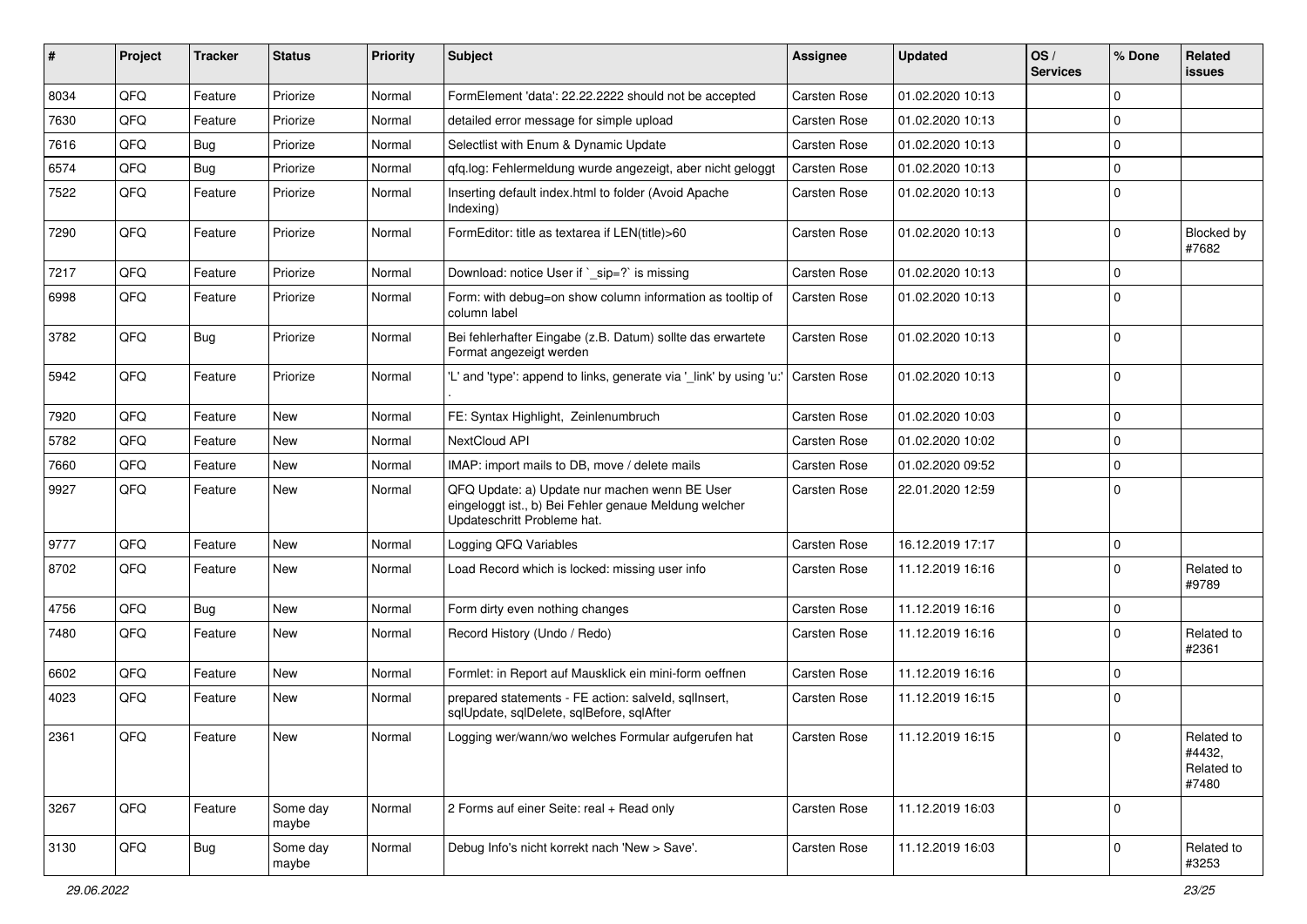| # | Project | Tracker | Status | Priority | Subject | Assignee | Updated | OS / Services | % Done | Related issues |
|---|---|---|---|---|---|---|---|---|---|---|
| 8034 | QFQ | Feature | Priorize | Normal | FormElement 'data': 22.22.2222 should not be accepted | Carsten Rose | 01.02.2020 10:13 | | 0 | |
| 7630 | QFQ | Feature | Priorize | Normal | detailed error message for simple upload | Carsten Rose | 01.02.2020 10:13 | | 0 | |
| 7616 | QFQ | Bug | Priorize | Normal | Selectlist with Enum & Dynamic Update | Carsten Rose | 01.02.2020 10:13 | | 0 | |
| 6574 | QFQ | Bug | Priorize | Normal | qfq.log: Fehlermeldung wurde angezeigt, aber nicht geloggt | Carsten Rose | 01.02.2020 10:13 | | 0 | |
| 7522 | QFQ | Feature | Priorize | Normal | Inserting default index.html to folder (Avoid Apache Indexing) | Carsten Rose | 01.02.2020 10:13 | | 0 | |
| 7290 | QFQ | Feature | Priorize | Normal | FormEditor: title as textarea if LEN(title)>60 | Carsten Rose | 01.02.2020 10:13 | | 0 | Blocked by #7682 |
| 7217 | QFQ | Feature | Priorize | Normal | Download: notice User if `_sip=?` is missing | Carsten Rose | 01.02.2020 10:13 | | 0 | |
| 6998 | QFQ | Feature | Priorize | Normal | Form: with debug=on show column information as tooltip of column label | Carsten Rose | 01.02.2020 10:13 | | 0 | |
| 3782 | QFQ | Bug | Priorize | Normal | Bei fehlerhafter Eingabe (z.B. Datum) sollte das erwartete Format angezeigt werden | Carsten Rose | 01.02.2020 10:13 | | 0 | |
| 5942 | QFQ | Feature | Priorize | Normal | 'L' and 'type': append to links, generate via '_link' by using 'u:' . | Carsten Rose | 01.02.2020 10:13 | | 0 | |
| 7920 | QFQ | Feature | New | Normal | FE: Syntax Highlight, Zeilenumbruch | Carsten Rose | 01.02.2020 10:03 | | 0 | |
| 5782 | QFQ | Feature | New | Normal | NextCloud API | Carsten Rose | 01.02.2020 10:02 | | 0 | |
| 7660 | QFQ | Feature | New | Normal | IMAP: import mails to DB, move / delete mails | Carsten Rose | 01.02.2020 09:52 | | 0 | |
| 9927 | QFQ | Feature | New | Normal | QFQ Update: a) Update nur machen wenn BE User eingeloggt ist., b) Bei Fehler genaue Meldung welcher Updateschritt Probleme hat. | Carsten Rose | 22.01.2020 12:59 | | 0 | |
| 9777 | QFQ | Feature | New | Normal | Logging QFQ Variables | Carsten Rose | 16.12.2019 17:17 | | 0 | |
| 8702 | QFQ | Feature | New | Normal | Load Record which is locked: missing user info | Carsten Rose | 11.12.2019 16:16 | | 0 | Related to #9789 |
| 4756 | QFQ | Bug | New | Normal | Form dirty even nothing changes | Carsten Rose | 11.12.2019 16:16 | | 0 | |
| 7480 | QFQ | Feature | New | Normal | Record History (Undo / Redo) | Carsten Rose | 11.12.2019 16:16 | | 0 | Related to #2361 |
| 6602 | QFQ | Feature | New | Normal | Formlet: in Report auf Mausklick ein mini-form oeffnen | Carsten Rose | 11.12.2019 16:16 | | 0 | |
| 4023 | QFQ | Feature | New | Normal | prepared statements - FE action: salveId, sqlInsert, sqlUpdate, sqlDelete, sqlBefore, sqlAfter | Carsten Rose | 11.12.2019 16:15 | | 0 | |
| 2361 | QFQ | Feature | New | Normal | Logging wer/wann/wo welches Formular aufgerufen hat | Carsten Rose | 11.12.2019 16:15 | | 0 | Related to #4432, Related to #7480 |
| 3267 | QFQ | Feature | Some day maybe | Normal | 2 Forms auf einer Seite: real + Read only | Carsten Rose | 11.12.2019 16:03 | | 0 | |
| 3130 | QFQ | Bug | Some day maybe | Normal | Debug Info's nicht korrekt nach 'New > Save'. | Carsten Rose | 11.12.2019 16:03 | | 0 | Related to #3253 |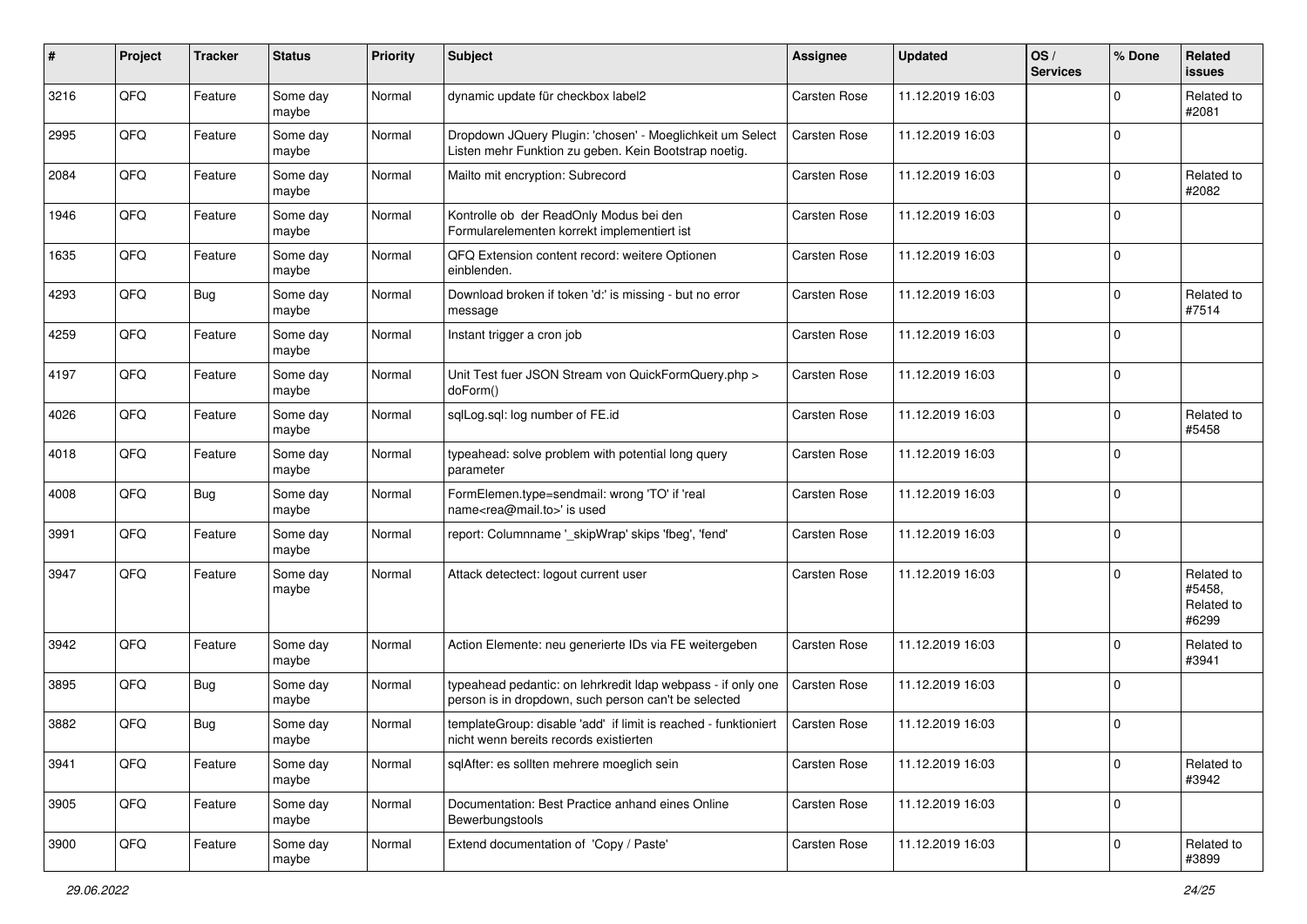| # | Project | Tracker | Status | Priority | Subject | Assignee | Updated | OS / Services | % Done | Related issues |
|---|---|---|---|---|---|---|---|---|---|---|
| 3216 | QFQ | Feature | Some day maybe | Normal | dynamic update für checkbox label2 | Carsten Rose | 11.12.2019 16:03 | | 0 | Related to #2081 |
| 2995 | QFQ | Feature | Some day maybe | Normal | Dropdown JQuery Plugin: 'chosen' - Moeglichkeit um Select Listen mehr Funktion zu geben. Kein Bootstrap noetig. | Carsten Rose | 11.12.2019 16:03 | | 0 | |
| 2084 | QFQ | Feature | Some day maybe | Normal | Mailto mit encryption: Subrecord | Carsten Rose | 11.12.2019 16:03 | | 0 | Related to #2082 |
| 1946 | QFQ | Feature | Some day maybe | Normal | Kontrolle ob der ReadOnly Modus bei den Formularelementen korrekt implementiert ist | Carsten Rose | 11.12.2019 16:03 | | 0 | |
| 1635 | QFQ | Feature | Some day maybe | Normal | QFQ Extension content record: weitere Optionen einblenden. | Carsten Rose | 11.12.2019 16:03 | | 0 | |
| 4293 | QFQ | Bug | Some day maybe | Normal | Download broken if token 'd:' is missing - but no error message | Carsten Rose | 11.12.2019 16:03 | | 0 | Related to #7514 |
| 4259 | QFQ | Feature | Some day maybe | Normal | Instant trigger a cron job | Carsten Rose | 11.12.2019 16:03 | | 0 | |
| 4197 | QFQ | Feature | Some day maybe | Normal | Unit Test fuer JSON Stream von QuickFormQuery.php > doForm() | Carsten Rose | 11.12.2019 16:03 | | 0 | |
| 4026 | QFQ | Feature | Some day maybe | Normal | sqlLog.sql: log number of FE.id | Carsten Rose | 11.12.2019 16:03 | | 0 | Related to #5458 |
| 4018 | QFQ | Feature | Some day maybe | Normal | typeahead: solve problem with potential long query parameter | Carsten Rose | 11.12.2019 16:03 | | 0 | |
| 4008 | QFQ | Bug | Some day maybe | Normal | FormElemen.type=sendmail: wrong 'TO' if 'real name<rea@mail.to>' is used | Carsten Rose | 11.12.2019 16:03 | | 0 | |
| 3991 | QFQ | Feature | Some day maybe | Normal | report: Columnname '_skipWrap' skips 'fbeg', 'fend' | Carsten Rose | 11.12.2019 16:03 | | 0 | |
| 3947 | QFQ | Feature | Some day maybe | Normal | Attack detectect: logout current user | Carsten Rose | 11.12.2019 16:03 | | 0 | Related to #5458, Related to #6299 |
| 3942 | QFQ | Feature | Some day maybe | Normal | Action Elemente: neu generierte IDs via FE weitergeben | Carsten Rose | 11.12.2019 16:03 | | 0 | Related to #3941 |
| 3895 | QFQ | Bug | Some day maybe | Normal | typeahead pedantic: on lehrkredit ldap webpass - if only one person is in dropdown, such person can't be selected | Carsten Rose | 11.12.2019 16:03 | | 0 | |
| 3882 | QFQ | Bug | Some day maybe | Normal | templateGroup: disable 'add' if limit is reached - funktioniert nicht wenn bereits records existierten | Carsten Rose | 11.12.2019 16:03 | | 0 | |
| 3941 | QFQ | Feature | Some day maybe | Normal | sqlAfter: es sollten mehrere moeglich sein | Carsten Rose | 11.12.2019 16:03 | | 0 | Related to #3942 |
| 3905 | QFQ | Feature | Some day maybe | Normal | Documentation: Best Practice anhand eines Online Bewerbungstools | Carsten Rose | 11.12.2019 16:03 | | 0 | |
| 3900 | QFQ | Feature | Some day maybe | Normal | Extend documentation of 'Copy / Paste' | Carsten Rose | 11.12.2019 16:03 | | 0 | Related to #3899 |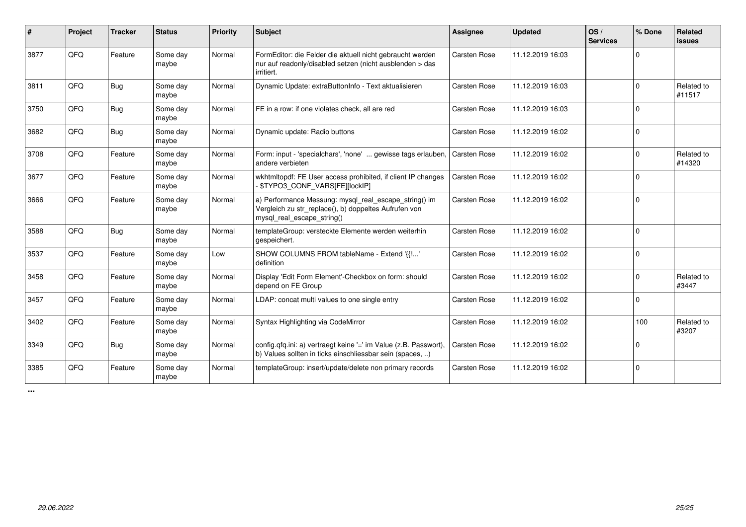| # | Project | Tracker | Status | Priority | Subject | Assignee | Updated | OS / Services | % Done | Related issues |
|---|---|---|---|---|---|---|---|---|---|---|
| 3877 | QFQ | Feature | Some day maybe | Normal | FormEditor: die Felder die aktuell nicht gebraucht werden nur auf readonly/disabled setzen (nicht ausblenden > das irritiert. | Carsten Rose | 11.12.2019 16:03 | | 0 | |
| 3811 | QFQ | Bug | Some day maybe | Normal | Dynamic Update: extraButtonInfo - Text aktualisieren | Carsten Rose | 11.12.2019 16:03 | | 0 | Related to #11517 |
| 3750 | QFQ | Bug | Some day maybe | Normal | FE in a row: if one violates check, all are red | Carsten Rose | 11.12.2019 16:03 | | 0 | |
| 3682 | QFQ | Bug | Some day maybe | Normal | Dynamic update: Radio buttons | Carsten Rose | 11.12.2019 16:02 | | 0 | |
| 3708 | QFQ | Feature | Some day maybe | Normal | Form: input - 'specialchars', 'none' ... gewisse tags erlauben, andere verbieten | Carsten Rose | 11.12.2019 16:02 | | 0 | Related to #14320 |
| 3677 | QFQ | Feature | Some day maybe | Normal | wkhtmltopdf: FE User access prohibited, if client IP changes - $TYPO3_CONF_VARS[FE][lockIP] | Carsten Rose | 11.12.2019 16:02 | | 0 | |
| 3666 | QFQ | Feature | Some day maybe | Normal | a) Performance Messung: mysql_real_escape_string() im Vergleich zu str_replace(), b) doppeltes Aufrufen von mysql_real_escape_string() | Carsten Rose | 11.12.2019 16:02 | | 0 | |
| 3588 | QFQ | Bug | Some day maybe | Normal | templateGroup: versteckte Elemente werden weiterhin gespeichert. | Carsten Rose | 11.12.2019 16:02 | | 0 | |
| 3537 | QFQ | Feature | Some day maybe | Low | SHOW COLUMNS FROM tableName - Extend '{{!...' definition | Carsten Rose | 11.12.2019 16:02 | | 0 | |
| 3458 | QFQ | Feature | Some day maybe | Normal | Display 'Edit Form Element'-Checkbox on form: should depend on FE Group | Carsten Rose | 11.12.2019 16:02 | | 0 | Related to #3447 |
| 3457 | QFQ | Feature | Some day maybe | Normal | LDAP: concat multi values to one single entry | Carsten Rose | 11.12.2019 16:02 | | 0 | |
| 3402 | QFQ | Feature | Some day maybe | Normal | Syntax Highlighting via CodeMirror | Carsten Rose | 11.12.2019 16:02 | | 100 | Related to #3207 |
| 3349 | QFQ | Bug | Some day maybe | Normal | config.qfq.ini: a) vertraegt keine '=' im Value (z.B. Passwort), b) Values sollten in ticks einschliessbar sein (spaces, ..) | Carsten Rose | 11.12.2019 16:02 | | 0 | |
| 3385 | QFQ | Feature | Some day maybe | Normal | templateGroup: insert/update/delete non primary records | Carsten Rose | 11.12.2019 16:02 | | 0 | |

...